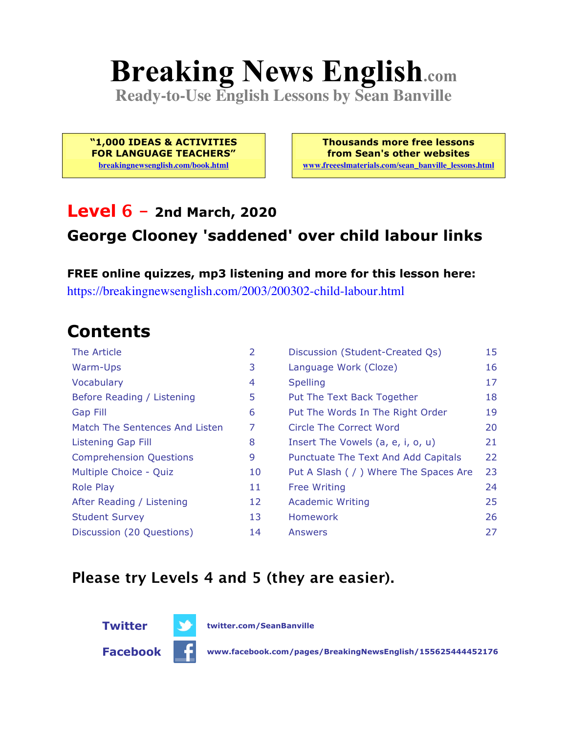# Breaking News English.com

**Ready-to-Use English Lessons by Sean Banville**

**"1,000 IDEAS & ACTIVITIES FOR LANGUAGE TEACHERS"**
breakingnewsenglish.com/book.html

**Thousands more free lessons from Sean's other websites**
www.freeeslmaterials.com/sean_banville_lessons.html

## Level 6 – 2nd March, 2020

## George Clooney 'saddened' over child labour links

**FREE online quizzes, mp3 listening and more for this lesson here:**
https://breakingnewsenglish.com/2003/200302-child-labour.html

## Contents

| | | | |
|---|---|---|---|
| The Article | 2 | Discussion (Student-Created Qs) | 15 |
| Warm-Ups | 3 | Language Work (Cloze) | 16 |
| Vocabulary | 4 | Spelling | 17 |
| Before Reading / Listening | 5 | Put The Text Back Together | 18 |
| Gap Fill | 6 | Put The Words In The Right Order | 19 |
| Match The Sentences And Listen | 7 | Circle The Correct Word | 20 |
| Listening Gap Fill | 8 | Insert The Vowels (a, e, i, o, u) | 21 |
| Comprehension Questions | 9 | Punctuate The Text And Add Capitals | 22 |
| Multiple Choice - Quiz | 10 | Put A Slash ( / ) Where The Spaces Are | 23 |
| Role Play | 11 | Free Writing | 24 |
| After Reading / Listening | 12 | Academic Writing | 25 |
| Student Survey | 13 | Homework | 26 |
| Discussion (20 Questions) | 14 | Answers | 27 |

**Please try Levels 4 and 5 (they are easier).**

**Twitter** twitter.com/SeanBanville

**Facebook** www.facebook.com/pages/BreakingNewsEnglish/155625444452176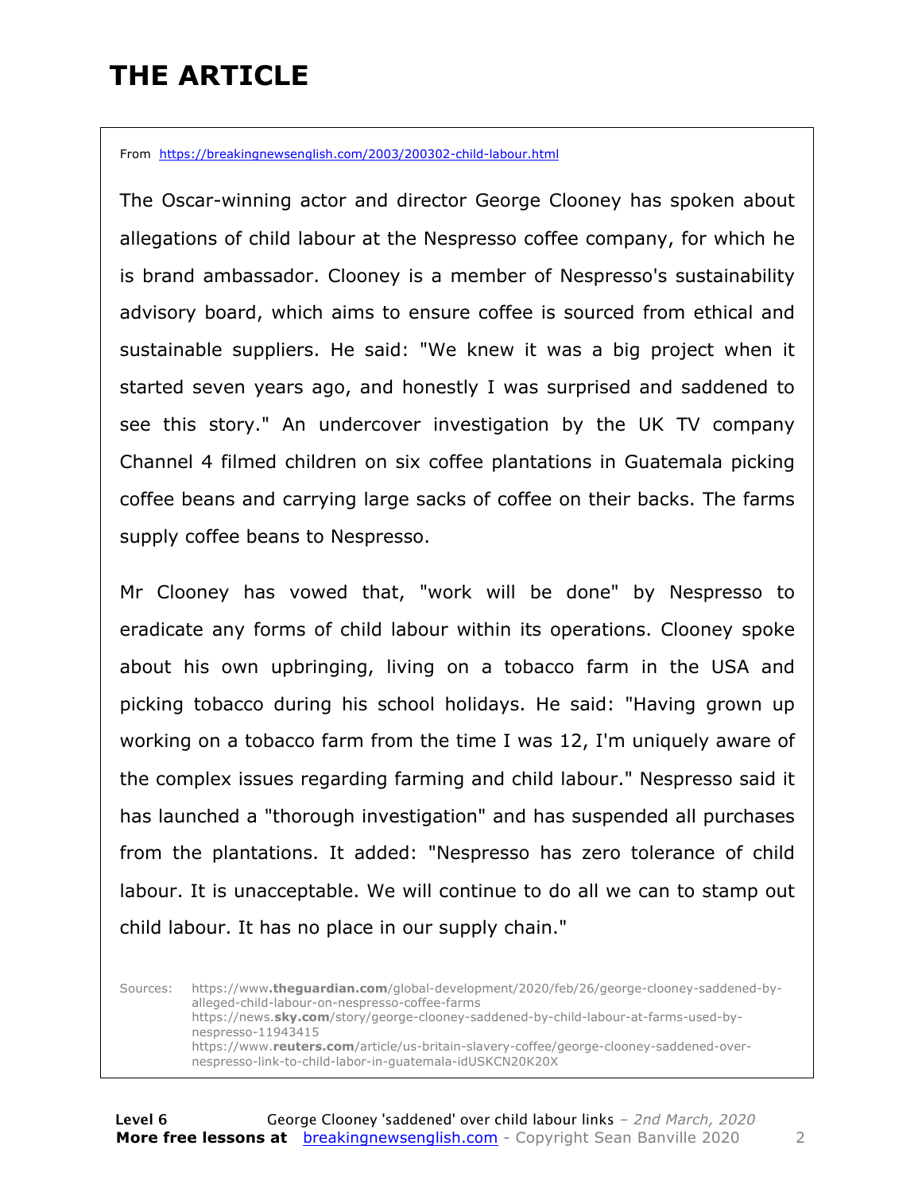# THE ARTICLE

From https://breakingnewsenglish.com/2003/200302-child-labour.html

The Oscar-winning actor and director George Clooney has spoken about allegations of child labour at the Nespresso coffee company, for which he is brand ambassador. Clooney is a member of Nespresso's sustainability advisory board, which aims to ensure coffee is sourced from ethical and sustainable suppliers. He said: "We knew it was a big project when it started seven years ago, and honestly I was surprised and saddened to see this story." An undercover investigation by the UK TV company Channel 4 filmed children on six coffee plantations in Guatemala picking coffee beans and carrying large sacks of coffee on their backs. The farms supply coffee beans to Nespresso.

Mr Clooney has vowed that, "work will be done" by Nespresso to eradicate any forms of child labour within its operations. Clooney spoke about his own upbringing, living on a tobacco farm in the USA and picking tobacco during his school holidays. He said: "Having grown up working on a tobacco farm from the time I was 12, I'm uniquely aware of the complex issues regarding farming and child labour." Nespresso said it has launched a "thorough investigation" and has suspended all purchases from the plantations. It added: "Nespresso has zero tolerance of child labour. It is unacceptable. We will continue to do all we can to stamp out child labour. It has no place in our supply chain."

Sources:
https://www.theguardian.com/global-development/2020/feb/26/george-clooney-saddened-by-alleged-child-labour-on-nespresso-coffee-farms
https://news.sky.com/story/george-clooney-saddened-by-child-labour-at-farms-used-by-nespresso-11943415
https://www.reuters.com/article/us-britain-slavery-coffee/george-clooney-saddened-over-nespresso-link-to-child-labor-in-guatemala-idUSKCN20K20X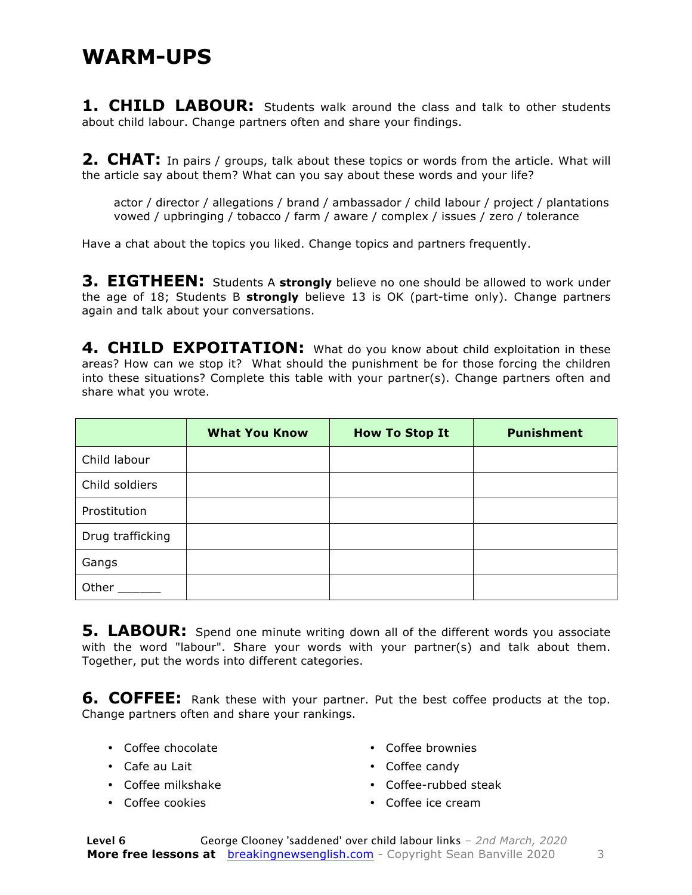# WARM-UPS

**1. CHILD LABOUR:** Students walk around the class and talk to other students about child labour. Change partners often and share your findings.

**2. CHAT:** In pairs / groups, talk about these topics or words from the article. What will the article say about them? What can you say about these words and your life?

> actor / director / allegations / brand / ambassador / child labour / project / plantations
> vowed / upbringing / tobacco / farm / aware / complex / issues / zero / tolerance

Have a chat about the topics you liked. Change topics and partners frequently.

**3. EIGTHEEN:** Students A **strongly** believe no one should be allowed to work under the age of 18; Students B **strongly** believe 13 is OK (part-time only). Change partners again and talk about your conversations.

**4. CHILD EXPOITATION:** What do you know about child exploitation in these areas? How can we stop it? What should the punishment be for those forcing the children into these situations? Complete this table with your partner(s). Change partners often and share what you wrote.

| | What You Know | How To Stop It | Punishment |
|---|---|---|---|
| Child labour | | | |
| Child soldiers | | | |
| Prostitution | | | |
| Drug trafficking | | | |
| Gangs | | | |
| Other ______ | | | |

**5. LABOUR:** Spend one minute writing down all of the different words you associate with the word "labour". Share your words with your partner(s) and talk about them. Together, put the words into different categories.

**6. COFFEE:** Rank these with your partner. Put the best coffee products at the top. Change partners often and share your rankings.

- Coffee chocolate
- Cafe au Lait
- Coffee milkshake
- Coffee cookies
- Coffee brownies
- Coffee candy
- Coffee-rubbed steak
- Coffee ice cream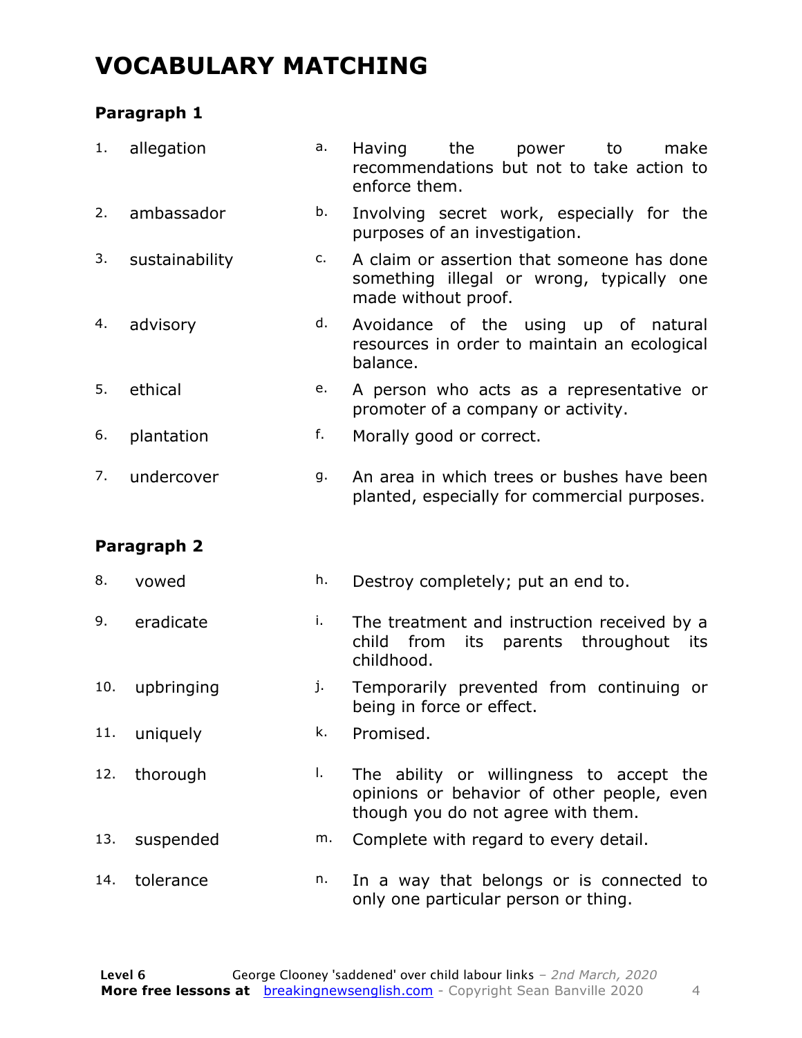# VOCABULARY MATCHING

## Paragraph 1

| | | | |
|---|---|---|---|
| 1. | allegation | a. | Having the power to make recommendations but not to take action to enforce them. |
| 2. | ambassador | b. | Involving secret work, especially for the purposes of an investigation. |
| 3. | sustainability | c. | A claim or assertion that someone has done something illegal or wrong, typically one made without proof. |
| 4. | advisory | d. | Avoidance of the using up of natural resources in order to maintain an ecological balance. |
| 5. | ethical | e. | A person who acts as a representative or promoter of a company or activity. |
| 6. | plantation | f. | Morally good or correct. |
| 7. | undercover | g. | An area in which trees or bushes have been planted, especially for commercial purposes. |

## Paragraph 2

| | | | |
|---|---|---|---|
| 8. | vowed | h. | Destroy completely; put an end to. |
| 9. | eradicate | i. | The treatment and instruction received by a child from its parents throughout its childhood. |
| 10. | upbringing | j. | Temporarily prevented from continuing or being in force or effect. |
| 11. | uniquely | k. | Promised. |
| 12. | thorough | l. | The ability or willingness to accept the opinions or behavior of other people, even though you do not agree with them. |
| 13. | suspended | m. | Complete with regard to every detail. |
| 14. | tolerance | n. | In a way that belongs or is connected to only one particular person or thing. |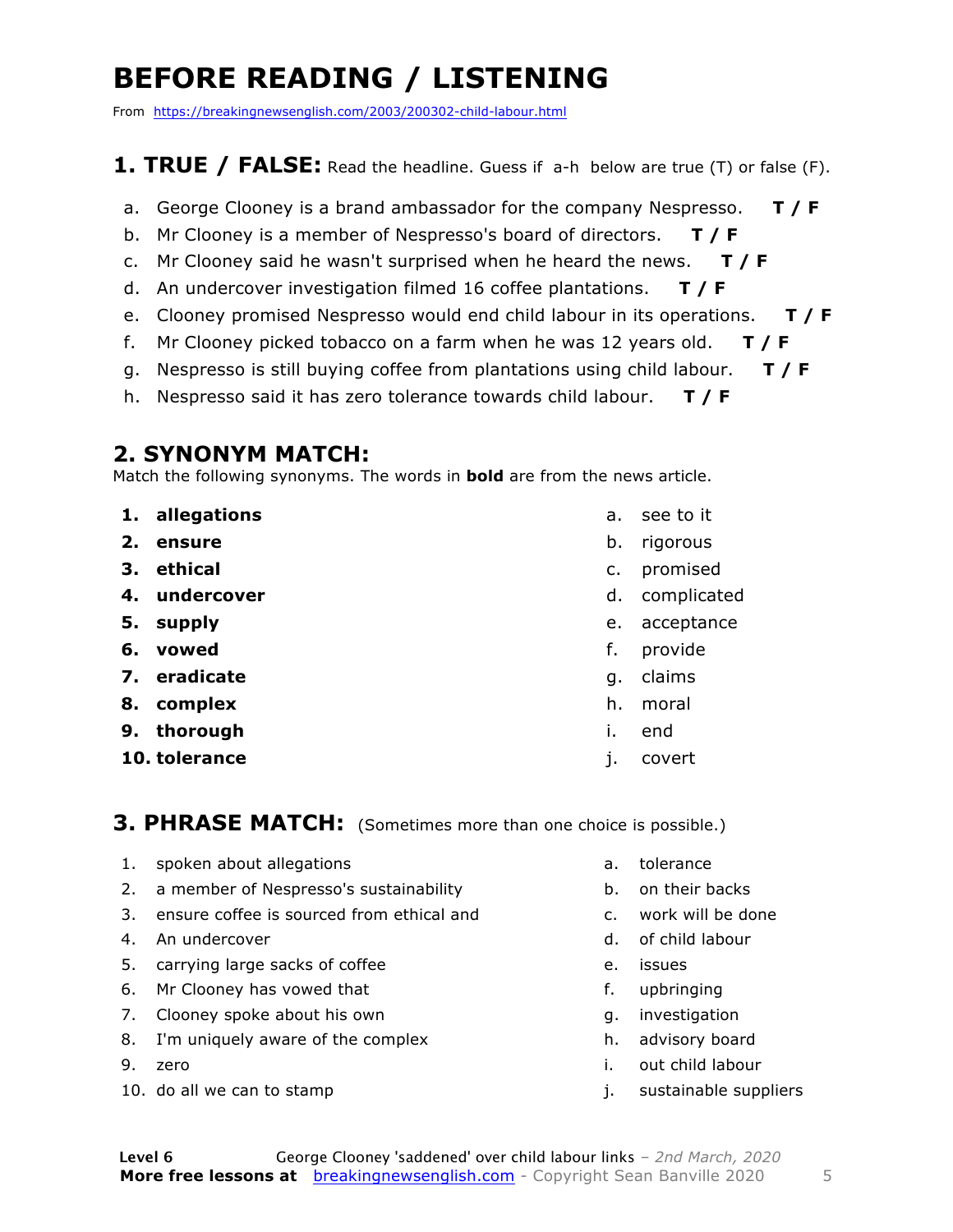# BEFORE READING / LISTENING

From https://breakingnewsenglish.com/2003/200302-child-labour.html

## 1. TRUE / FALSE: Read the headline. Guess if a-h below are true (T) or false (F).

a. George Clooney is a brand ambassador for the company Nespresso. **T / F**

b. Mr Clooney is a member of Nespresso's board of directors. **T / F**

c. Mr Clooney said he wasn't surprised when he heard the news. **T / F**

d. An undercover investigation filmed 16 coffee plantations. **T / F**

e. Clooney promised Nespresso would end child labour in its operations. **T / F**

f. Mr Clooney picked tobacco on a farm when he was 12 years old. **T / F**

g. Nespresso is still buying coffee from plantations using child labour. **T / F**

h. Nespresso said it has zero tolerance towards child labour. **T / F**

## 2. SYNONYM MATCH:

Match the following synonyms. The words in **bold** are from the news article.

1. **allegations**
2. **ensure**
3. **ethical**
4. **undercover**
5. **supply**
6. **vowed**
7. **eradicate**
8. **complex**
9. **thorough**
10. **tolerance**

a. see to it
b. rigorous
c. promised
d. complicated
e. acceptance
f. provide
g. claims
h. moral
i. end
j. covert

## 3. PHRASE MATCH: (Sometimes more than one choice is possible.)

1. spoken about allegations
2. a member of Nespresso's sustainability
3. ensure coffee is sourced from ethical and
4. An undercover
5. carrying large sacks of coffee
6. Mr Clooney has vowed that
7. Clooney spoke about his own
8. I'm uniquely aware of the complex
9. zero
10. do all we can to stamp

a. tolerance
b. on their backs
c. work will be done
d. of child labour
e. issues
f. upbringing
g. investigation
h. advisory board
i. out child labour
j. sustainable suppliers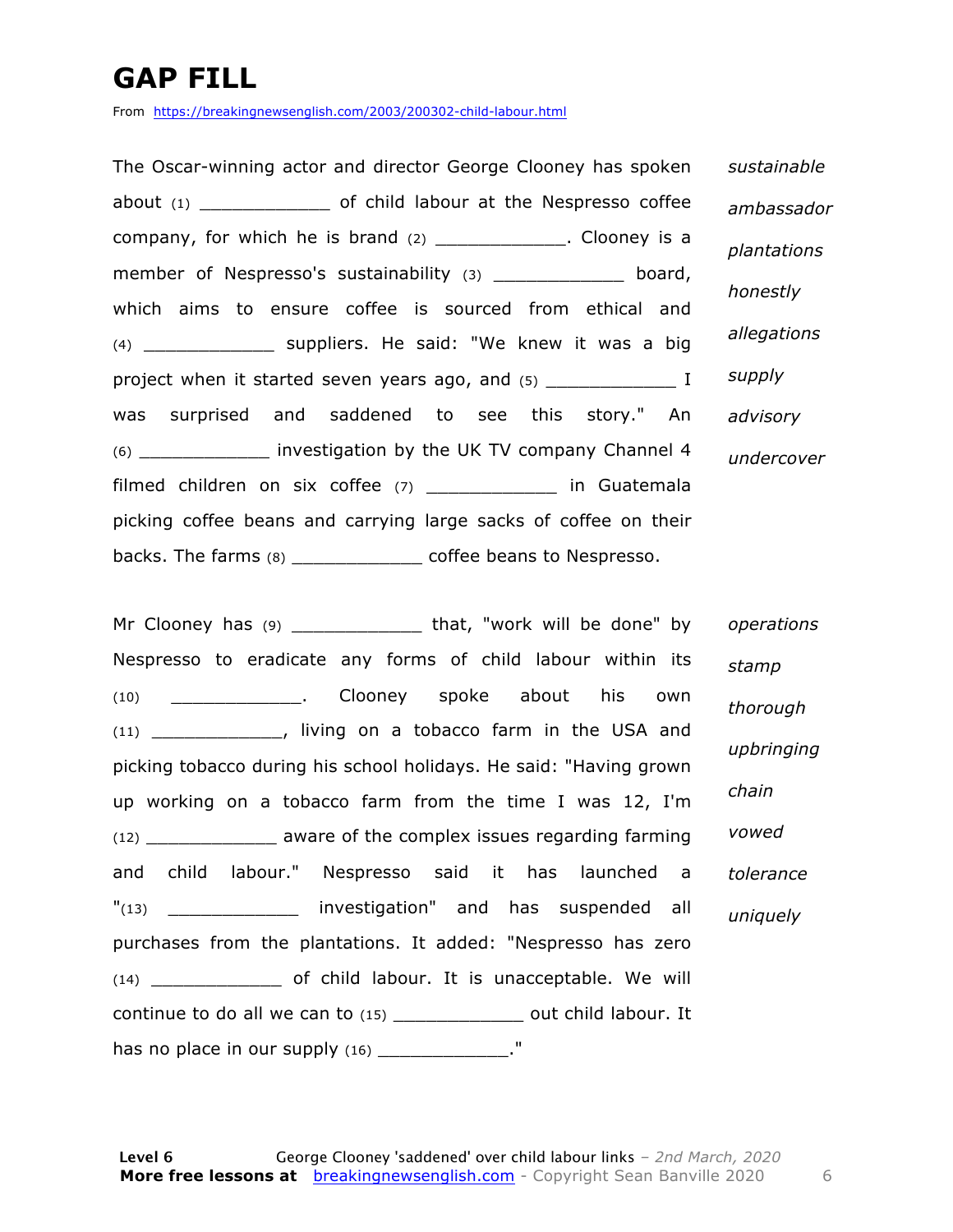# GAP FILL

From https://breakingnewsenglish.com/2003/200302-child-labour.html

The Oscar-winning actor and director George Clooney has spoken about (1) ____________ of child labour at the Nespresso coffee company, for which he is brand (2) ____________. Clooney is a member of Nespresso's sustainability (3) ____________ board, which aims to ensure coffee is sourced from ethical and (4) ____________ suppliers. He said: "We knew it was a big project when it started seven years ago, and (5) ____________ I was surprised and saddened to see this story." An (6) ____________ investigation by the UK TV company Channel 4 filmed children on six coffee (7) ____________ in Guatemala picking coffee beans and carrying large sacks of coffee on their backs. The farms (8) ____________ coffee beans to Nespresso.

*sustainable*
*ambassador*
*plantations*
*honestly*
*allegations*
*supply*
*advisory*
*undercover*

Mr Clooney has (9) ____________ that, "work will be done" by Nespresso to eradicate any forms of child labour within its (10) ____________. Clooney spoke about his own (11) ____________, living on a tobacco farm in the USA and picking tobacco during his school holidays. He said: "Having grown up working on a tobacco farm from the time I was 12, I'm (12) ____________ aware of the complex issues regarding farming and child labour." Nespresso said it has launched a "(13) ____________ investigation" and has suspended all purchases from the plantations. It added: "Nespresso has zero (14) ____________ of child labour. It is unacceptable. We will continue to do all we can to (15) ____________ out child labour. It has no place in our supply (16) ____________."

*operations*
*stamp*
*thorough*
*upbringing*
*chain*
*vowed*
*tolerance*
*uniquely*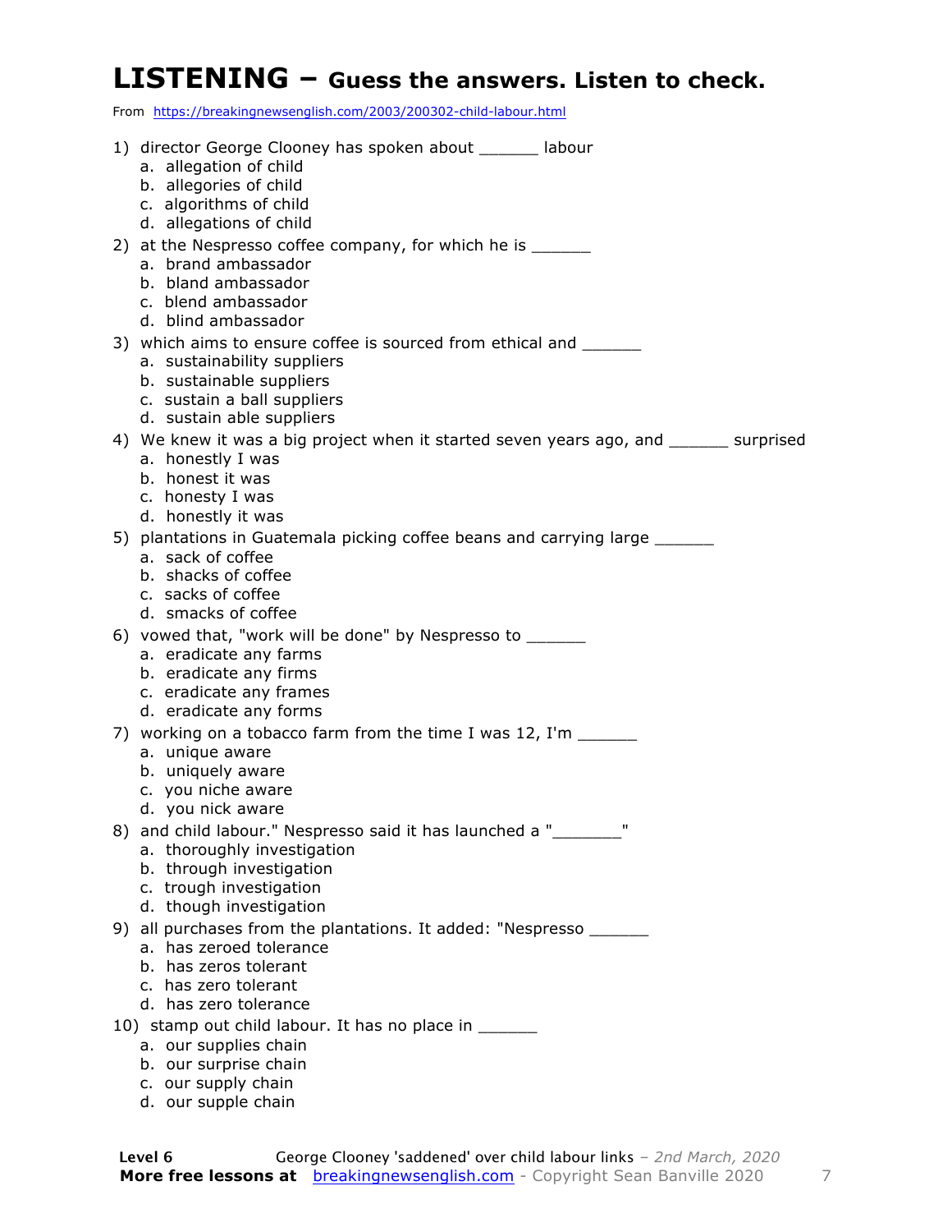# LISTENING – Guess the answers. Listen to check.

From https://breakingnewsenglish.com/2003/200302-child-labour.html

1) director George Clooney has spoken about ______ labour
   a. allegation of child
   b. allegories of child
   c. algorithms of child
   d. allegations of child

2) at the Nespresso coffee company, for which he is ______
   a. brand ambassador
   b. bland ambassador
   c. blend ambassador
   d. blind ambassador

3) which aims to ensure coffee is sourced from ethical and ______
   a. sustainability suppliers
   b. sustainable suppliers
   c. sustain a ball suppliers
   d. sustain able suppliers

4) We knew it was a big project when it started seven years ago, and ______ surprised
   a. honestly I was
   b. honest it was
   c. honesty I was
   d. honestly it was

5) plantations in Guatemala picking coffee beans and carrying large ______
   a. sack of coffee
   b. shacks of coffee
   c. sacks of coffee
   d. smacks of coffee

6) vowed that, "work will be done" by Nespresso to ______
   a. eradicate any farms
   b. eradicate any firms
   c. eradicate any frames
   d. eradicate any forms

7) working on a tobacco farm from the time I was 12, I'm ______
   a. unique aware
   b. uniquely aware
   c. you niche aware
   d. you nick aware

8) and child labour." Nespresso said it has launched a "_______"
   a. thoroughly investigation
   b. through investigation
   c. trough investigation
   d. though investigation

9) all purchases from the plantations. It added: "Nespresso ______
   a. has zeroed tolerance
   b. has zeros tolerant
   c. has zero tolerant
   d. has zero tolerance

10) stamp out child labour. It has no place in ______
   a. our supplies chain
   b. our surprise chain
   c. our supply chain
   d. our supple chain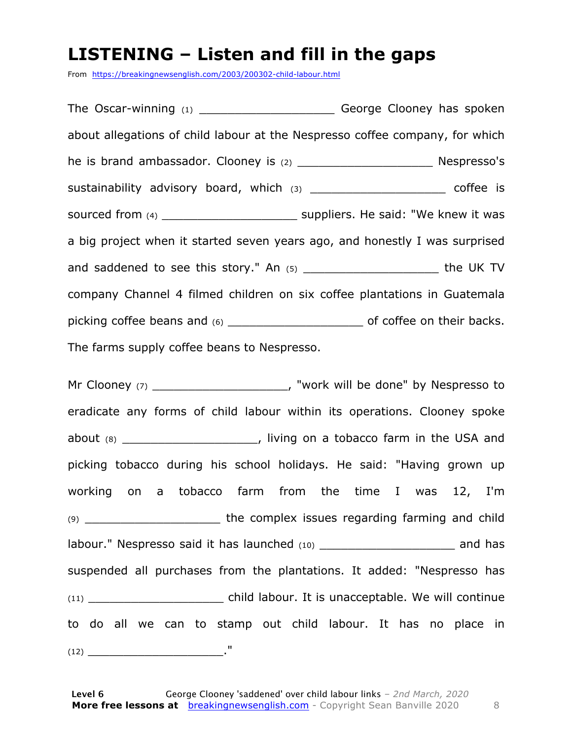# LISTENING – Listen and fill in the gaps

From https://breakingnewsenglish.com/2003/200302-child-labour.html

The Oscar-winning (1) ___________________ George Clooney has spoken about allegations of child labour at the Nespresso coffee company, for which he is brand ambassador. Clooney is (2) ___________________ Nespresso's sustainability advisory board, which (3) ___________________ coffee is sourced from (4) ___________________ suppliers. He said: "We knew it was a big project when it started seven years ago, and honestly I was surprised and saddened to see this story." An (5) ___________________ the UK TV company Channel 4 filmed children on six coffee plantations in Guatemala picking coffee beans and (6) ___________________ of coffee on their backs. The farms supply coffee beans to Nespresso.

Mr Clooney (7) ___________________, "work will be done" by Nespresso to eradicate any forms of child labour within its operations. Clooney spoke about (8) ___________________, living on a tobacco farm in the USA and picking tobacco during his school holidays. He said: "Having grown up working on a tobacco farm from the time I was 12, I'm (9) ___________________ the complex issues regarding farming and child labour." Nespresso said it has launched (10) ___________________ and has suspended all purchases from the plantations. It added: "Nespresso has (11) ___________________ child labour. It is unacceptable. We will continue to do all we can to stamp out child labour. It has no place in (12) ___________________."

**Level 6** George Clooney 'saddened' over child labour links – *2nd March, 2020*
**More free lessons at** breakingnewsenglish.com - Copyright Sean Banville 2020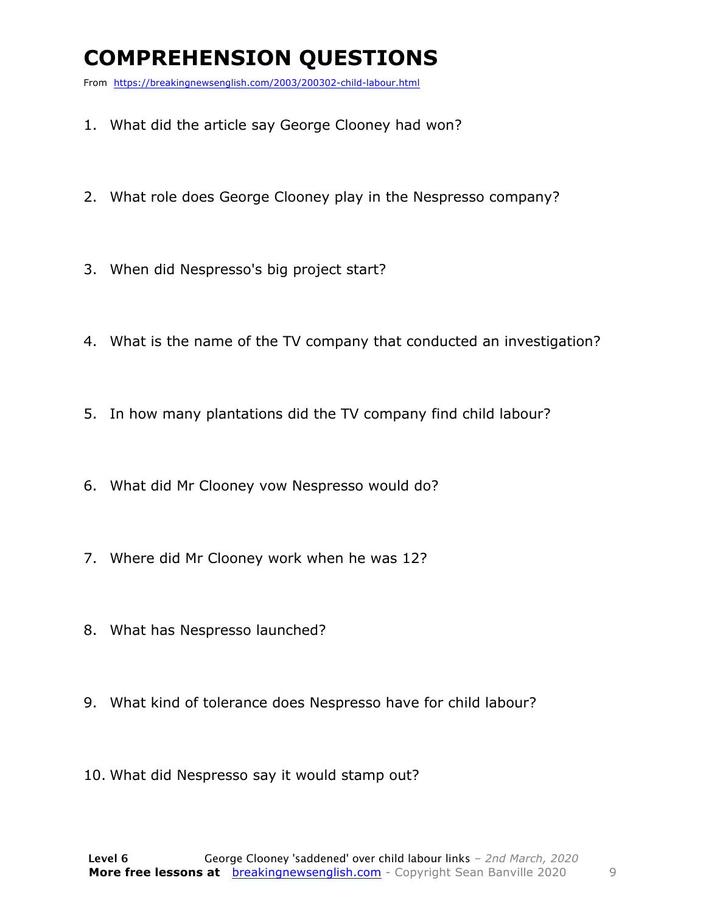# COMPREHENSION QUESTIONS

From https://breakingnewsenglish.com/2003/200302-child-labour.html

1. What did the article say George Clooney had won?
2. What role does George Clooney play in the Nespresso company?
3. When did Nespresso's big project start?
4. What is the name of the TV company that conducted an investigation?
5. In how many plantations did the TV company find child labour?
6. What did Mr Clooney vow Nespresso would do?
7. Where did Mr Clooney work when he was 12?
8. What has Nespresso launched?
9. What kind of tolerance does Nespresso have for child labour?
10. What did Nespresso say it would stamp out?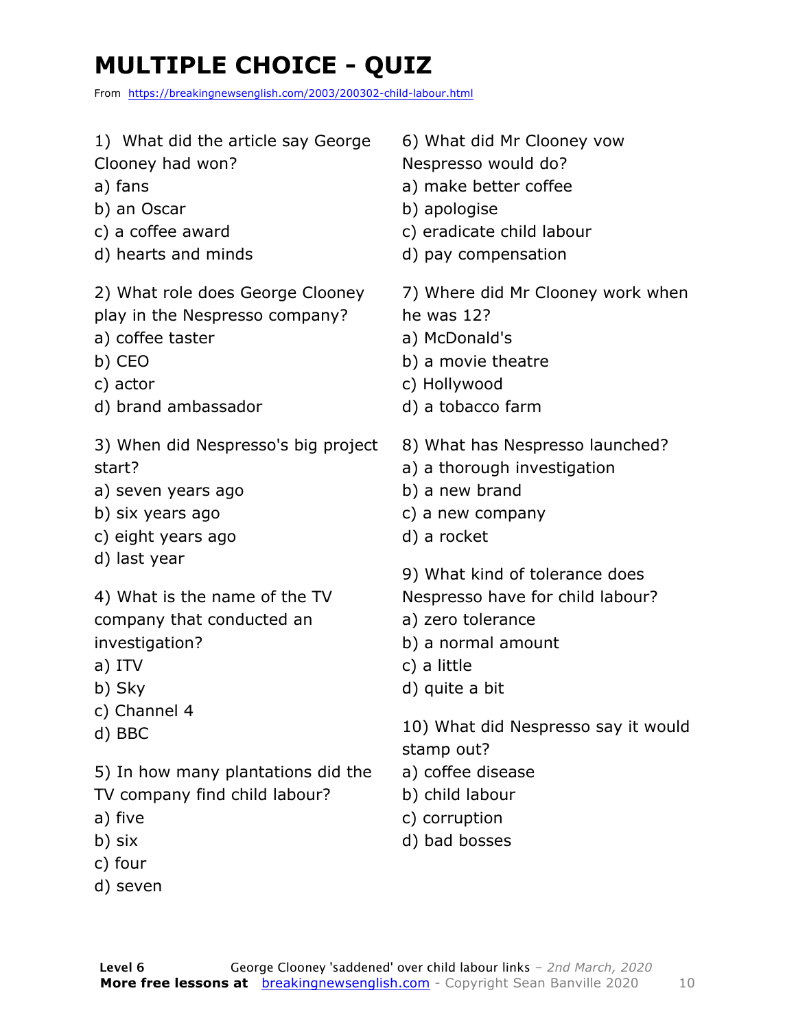# MULTIPLE CHOICE - QUIZ

From https://breakingnewsenglish.com/2003/200302-child-labour.html

1) What did the article say George Clooney had won?
a) fans
b) an Oscar
c) a coffee award
d) hearts and minds

2) What role does George Clooney play in the Nespresso company?
a) coffee taster
b) CEO
c) actor
d) brand ambassador

3) When did Nespresso's big project start?
a) seven years ago
b) six years ago
c) eight years ago
d) last year

4) What is the name of the TV company that conducted an investigation?
a) ITV
b) Sky
c) Channel 4
d) BBC

5) In how many plantations did the TV company find child labour?
a) five
b) six
c) four
d) seven

6) What did Mr Clooney vow Nespresso would do?
a) make better coffee
b) apologise
c) eradicate child labour
d) pay compensation

7) Where did Mr Clooney work when he was 12?
a) McDonald's
b) a movie theatre
c) Hollywood
d) a tobacco farm

8) What has Nespresso launched?
a) a thorough investigation
b) a new brand
c) a new company
d) a rocket

9) What kind of tolerance does Nespresso have for child labour?
a) zero tolerance
b) a normal amount
c) a little
d) quite a bit

10) What did Nespresso say it would stamp out?
a) coffee disease
b) child labour
c) corruption
d) bad bosses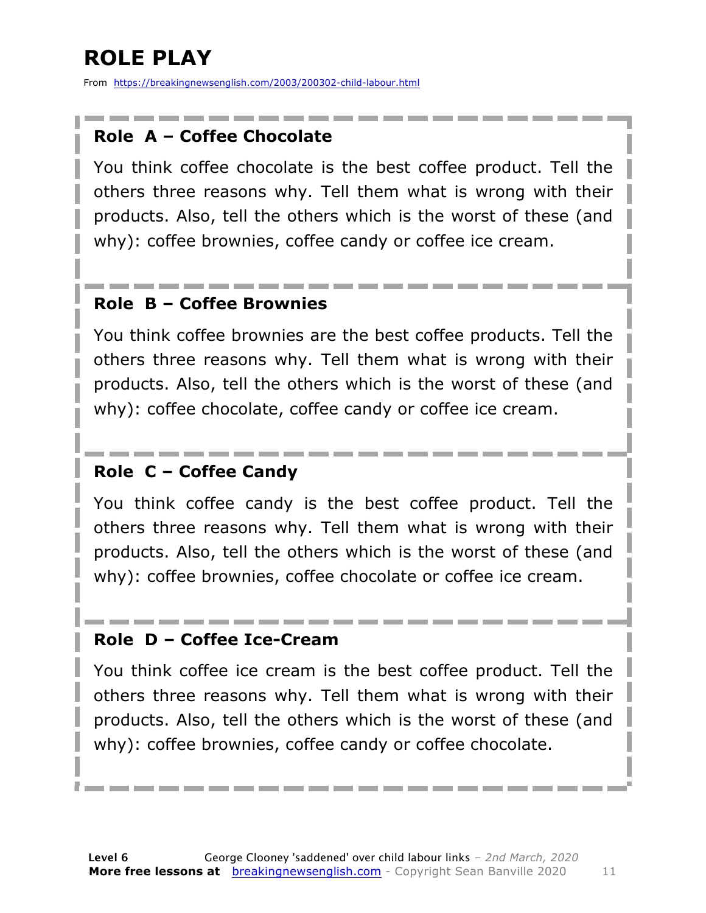# ROLE PLAY

From https://breakingnewsenglish.com/2003/200302-child-labour.html

### Role A – Coffee Chocolate

You think coffee chocolate is the best coffee product. Tell the others three reasons why. Tell them what is wrong with their products. Also, tell the others which is the worst of these (and why): coffee brownies, coffee candy or coffee ice cream.

### Role B – Coffee Brownies

You think coffee brownies are the best coffee products. Tell the others three reasons why. Tell them what is wrong with their products. Also, tell the others which is the worst of these (and why): coffee chocolate, coffee candy or coffee ice cream.

### Role C – Coffee Candy

You think coffee candy is the best coffee product. Tell the others three reasons why. Tell them what is wrong with their products. Also, tell the others which is the worst of these (and why): coffee brownies, coffee chocolate or coffee ice cream.

### Role D – Coffee Ice-Cream

You think coffee ice cream is the best coffee product. Tell the others three reasons why. Tell them what is wrong with their products. Also, tell the others which is the worst of these (and why): coffee brownies, coffee candy or coffee chocolate.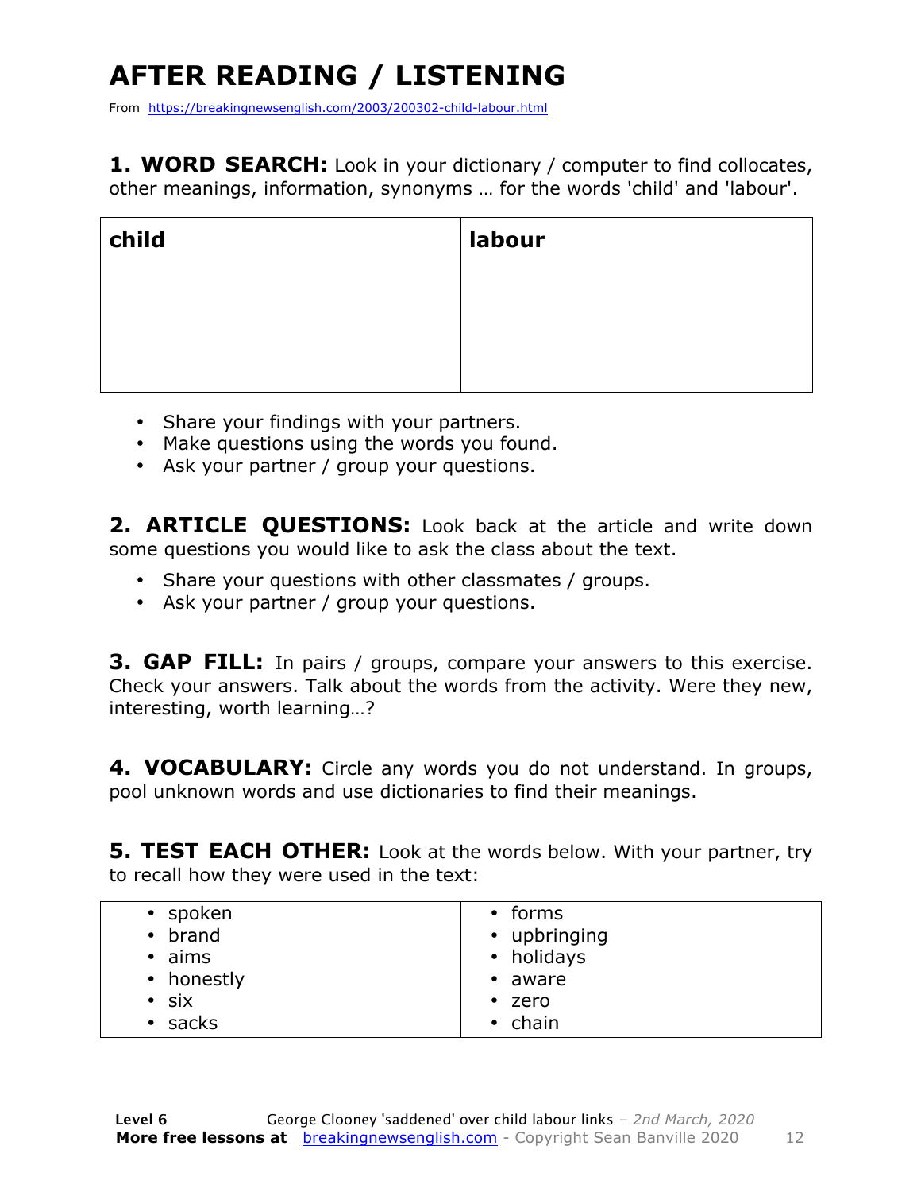# AFTER READING / LISTENING

From https://breakingnewsenglish.com/2003/200302-child-labour.html

**1. WORD SEARCH:** Look in your dictionary / computer to find collocates, other meanings, information, synonyms … for the words 'child' and 'labour'.

| **child** | **labour** |
|---|---|
| | |

- Share your findings with your partners.
- Make questions using the words you found.
- Ask your partner / group your questions.

**2. ARTICLE QUESTIONS:** Look back at the article and write down some questions you would like to ask the class about the text.

- Share your questions with other classmates / groups.
- Ask your partner / group your questions.

**3. GAP FILL:** In pairs / groups, compare your answers to this exercise. Check your answers. Talk about the words from the activity. Were they new, interesting, worth learning…?

**4. VOCABULARY:** Circle any words you do not understand. In groups, pool unknown words and use dictionaries to find their meanings.

**5. TEST EACH OTHER:** Look at the words below. With your partner, try to recall how they were used in the text:

| | |
|---|---|
| • spoken | • forms |
| • brand | • upbringing |
| • aims | • holidays |
| • honestly | • aware |
| • six | • zero |
| • sacks | • chain |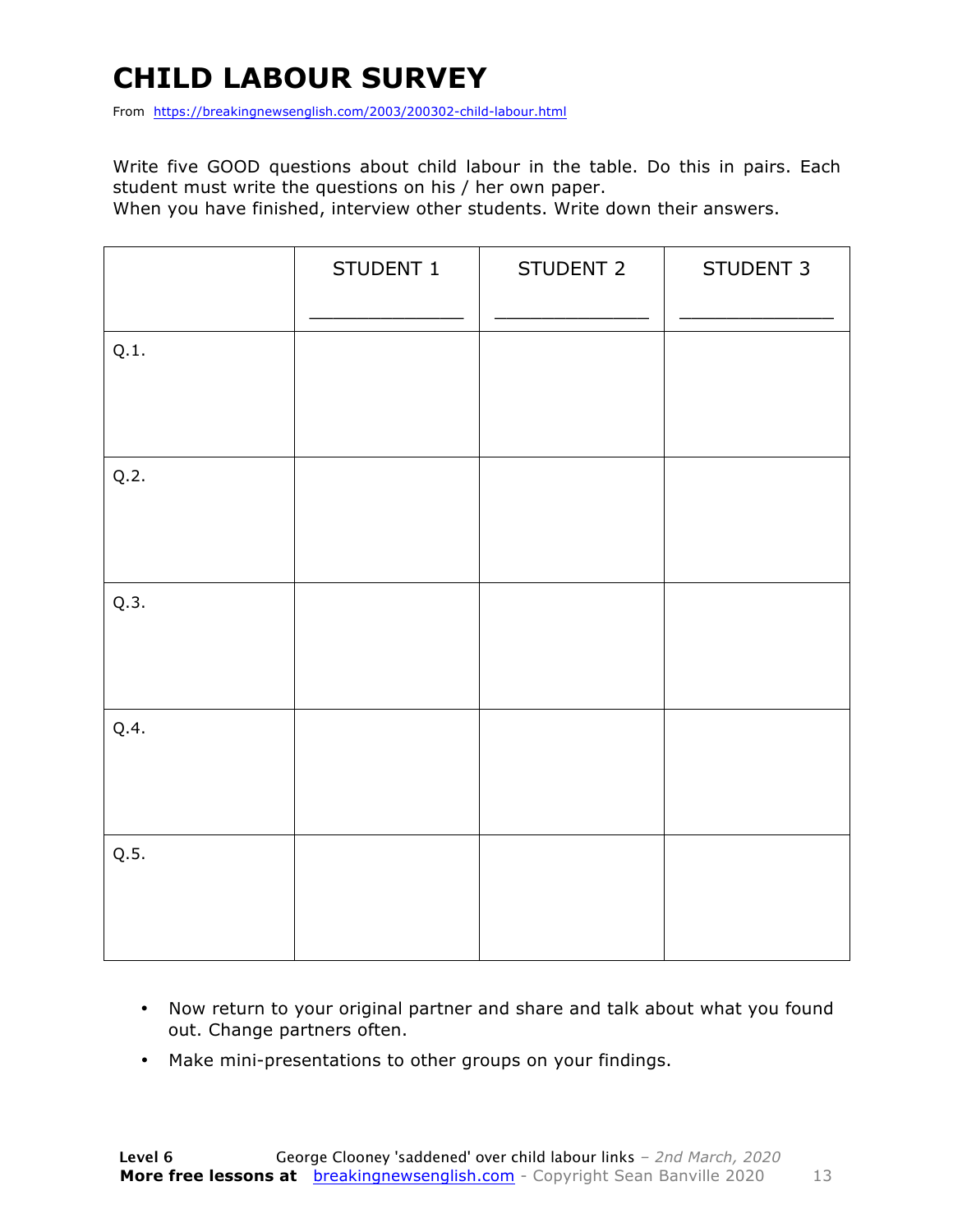# CHILD LABOUR SURVEY

From https://breakingnewsenglish.com/2003/200302-child-labour.html

Write five GOOD questions about child labour in the table. Do this in pairs. Each student must write the questions on his / her own paper.
When you have finished, interview other students. Write down their answers.

| | STUDENT 1<br>_____________ | STUDENT 2<br>_____________ | STUDENT 3<br>_____________ |
|---|---|---|---|
| Q.1. | | | |
| Q.2. | | | |
| Q.3. | | | |
| Q.4. | | | |
| Q.5. | | | |

- Now return to your original partner and share and talk about what you found out. Change partners often.
- Make mini-presentations to other groups on your findings.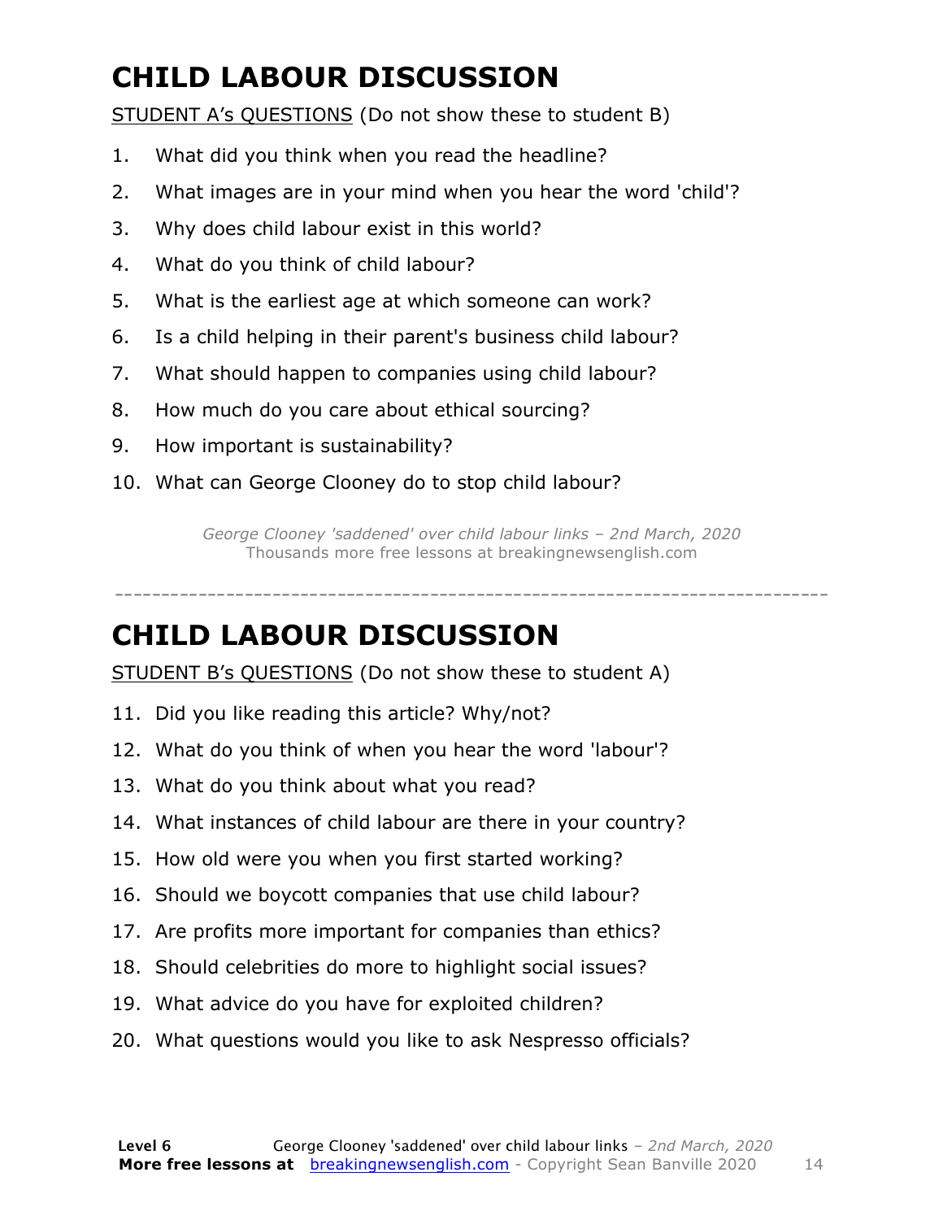# CHILD LABOUR DISCUSSION

STUDENT A's QUESTIONS (Do not show these to student B)

1. What did you think when you read the headline?
2. What images are in your mind when you hear the word 'child'?
3. Why does child labour exist in this world?
4. What do you think of child labour?
5. What is the earliest age at which someone can work?
6. Is a child helping in their parent's business child labour?
7. What should happen to companies using child labour?
8. How much do you care about ethical sourcing?
9. How important is sustainability?
10. What can George Clooney do to stop child labour?

*George Clooney 'saddened' over child labour links – 2nd March, 2020*
Thousands more free lessons at breakingnewsenglish.com

---

# CHILD LABOUR DISCUSSION

STUDENT B's QUESTIONS (Do not show these to student A)

11. Did you like reading this article? Why/not?
12. What do you think of when you hear the word 'labour'?
13. What do you think about what you read?
14. What instances of child labour are there in your country?
15. How old were you when you first started working?
16. Should we boycott companies that use child labour?
17. Are profits more important for companies than ethics?
18. Should celebrities do more to highlight social issues?
19. What advice do you have for exploited children?
20. What questions would you like to ask Nespresso officials?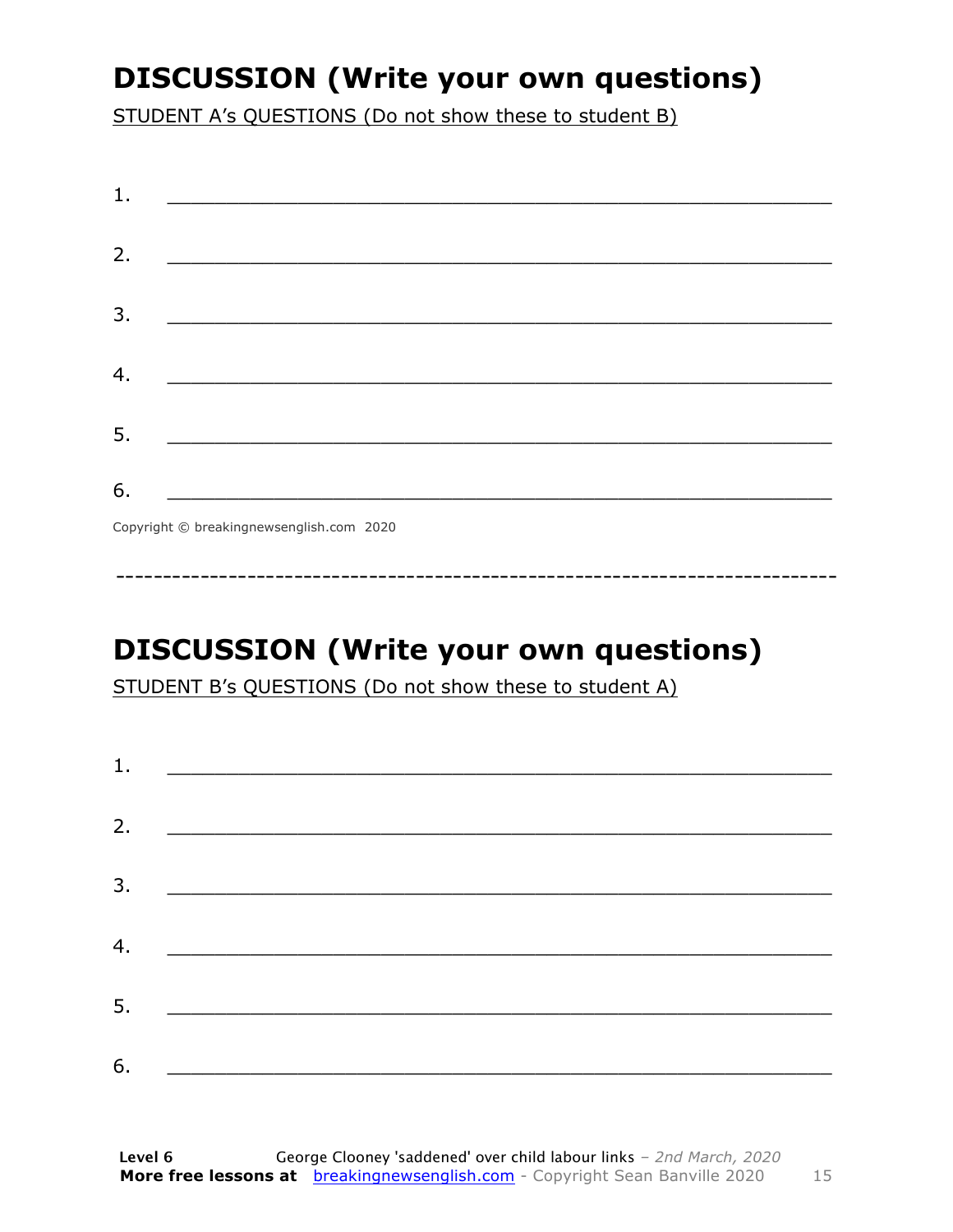# DISCUSSION (Write your own questions)

STUDENT A's QUESTIONS (Do not show these to student B)

1. ___________________________________________________________

2. ___________________________________________________________

3. ___________________________________________________________

4. ___________________________________________________________

5. ___________________________________________________________

6. ___________________________________________________________

Copyright © breakingnewsenglish.com 2020

---

# DISCUSSION (Write your own questions)

STUDENT B's QUESTIONS (Do not show these to student A)

1. ___________________________________________________________

2. ___________________________________________________________

3. ___________________________________________________________

4. ___________________________________________________________

5. ___________________________________________________________

6. ___________________________________________________________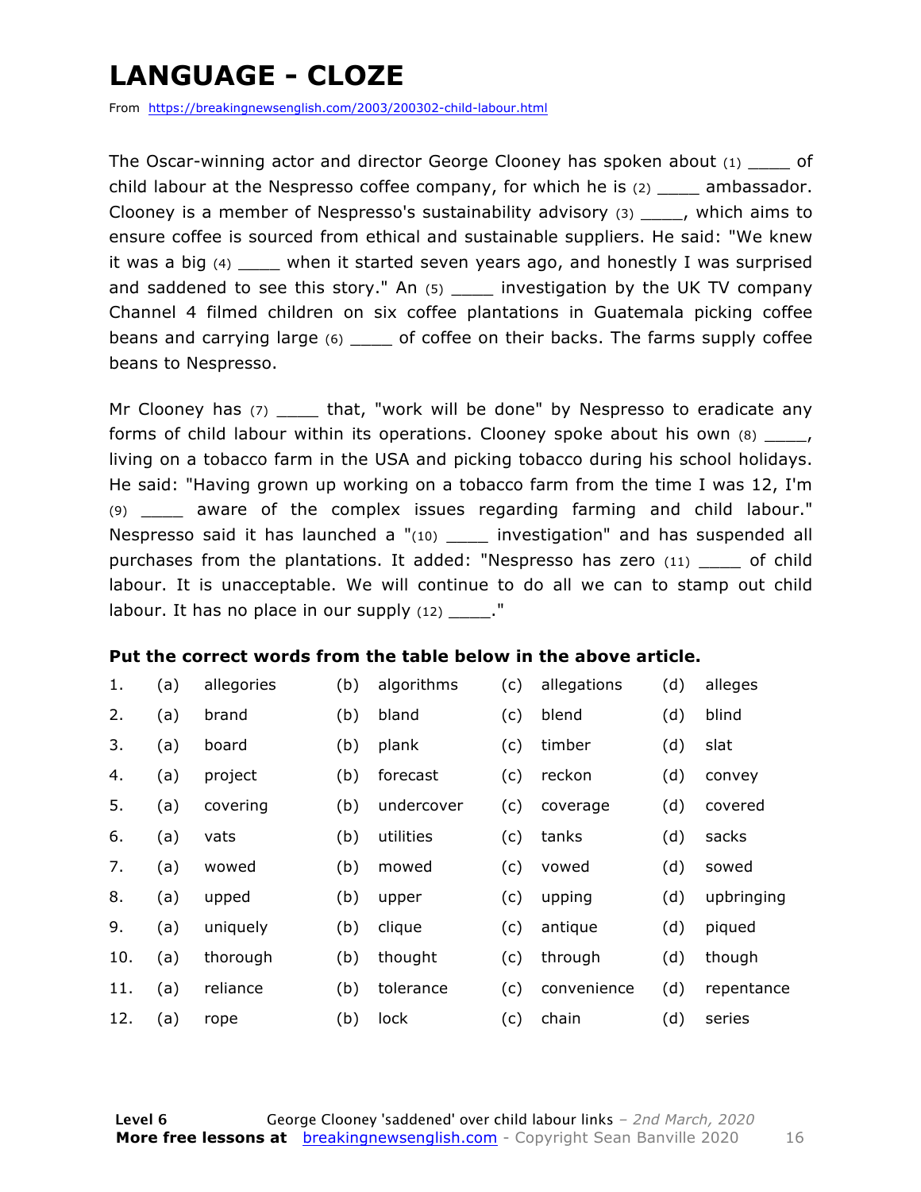# LANGUAGE - CLOZE

From https://breakingnewsenglish.com/2003/200302-child-labour.html

The Oscar-winning actor and director George Clooney has spoken about (1) ____ of child labour at the Nespresso coffee company, for which he is (2) ____ ambassador. Clooney is a member of Nespresso's sustainability advisory (3) ____, which aims to ensure coffee is sourced from ethical and sustainable suppliers. He said: "We knew it was a big (4) ____ when it started seven years ago, and honestly I was surprised and saddened to see this story." An (5) ____ investigation by the UK TV company Channel 4 filmed children on six coffee plantations in Guatemala picking coffee beans and carrying large (6) ____ of coffee on their backs. The farms supply coffee beans to Nespresso.

Mr Clooney has (7) ____ that, "work will be done" by Nespresso to eradicate any forms of child labour within its operations. Clooney spoke about his own (8) ____, living on a tobacco farm in the USA and picking tobacco during his school holidays. He said: "Having grown up working on a tobacco farm from the time I was 12, I'm (9) ____ aware of the complex issues regarding farming and child labour." Nespresso said it has launched a "(10) ____ investigation" and has suspended all purchases from the plantations. It added: "Nespresso has zero (11) ____ of child labour. It is unacceptable. We will continue to do all we can to stamp out child labour. It has no place in our supply (12) ____."

**Put the correct words from the table below in the above article.**

| | | | | | | | | |
|---|---|---|---|---|---|---|---|---|
| 1. | (a) | allegories | (b) | algorithms | (c) | allegations | (d) | alleges |
| 2. | (a) | brand | (b) | bland | (c) | blend | (d) | blind |
| 3. | (a) | board | (b) | plank | (c) | timber | (d) | slat |
| 4. | (a) | project | (b) | forecast | (c) | reckon | (d) | convey |
| 5. | (a) | covering | (b) | undercover | (c) | coverage | (d) | covered |
| 6. | (a) | vats | (b) | utilities | (c) | tanks | (d) | sacks |
| 7. | (a) | wowed | (b) | mowed | (c) | vowed | (d) | sowed |
| 8. | (a) | upped | (b) | upper | (c) | upping | (d) | upbringing |
| 9. | (a) | uniquely | (b) | clique | (c) | antique | (d) | piqued |
| 10. | (a) | thorough | (b) | thought | (c) | through | (d) | though |
| 11. | (a) | reliance | (b) | tolerance | (c) | convenience | (d) | repentance |
| 12. | (a) | rope | (b) | lock | (c) | chain | (d) | series |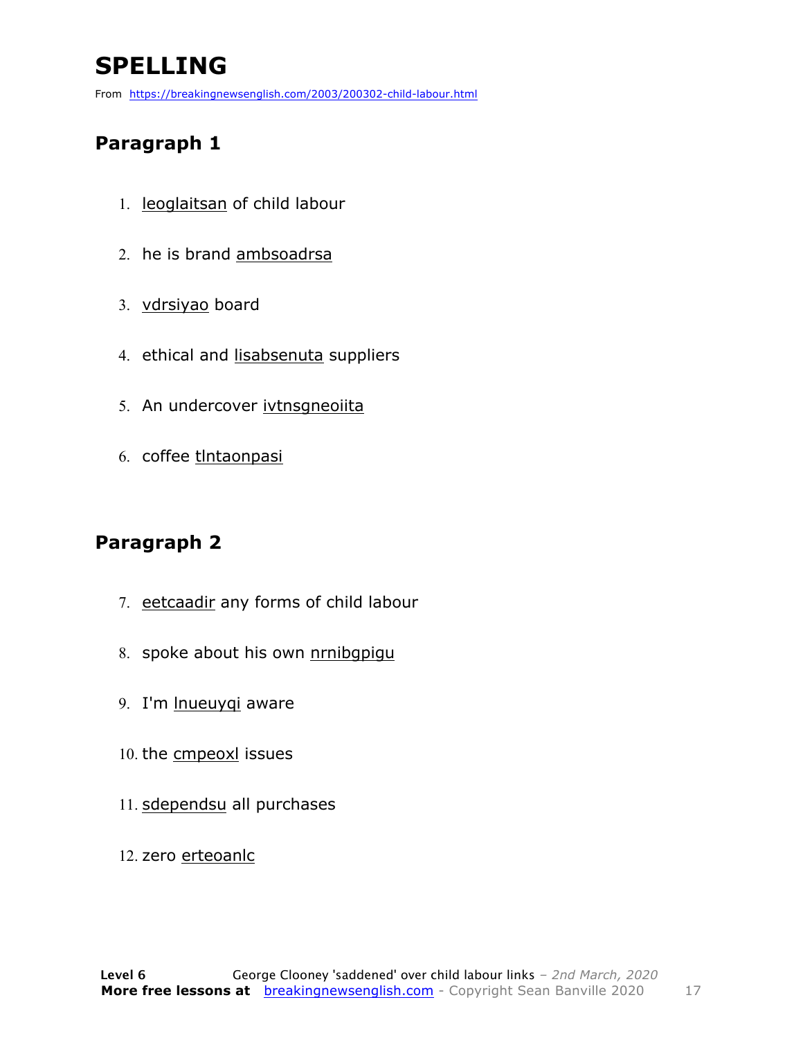# SPELLING

From https://breakingnewsenglish.com/2003/200302-child-labour.html

## Paragraph 1

1. leoglaitsan of child labour
2. he is brand ambsoadrsa
3. vdrsiyao board
4. ethical and lisabsenuta suppliers
5. An undercover ivtnsgneoiita
6. coffee tlntaonpasi

## Paragraph 2

7. eetcaadir any forms of child labour
8. spoke about his own nrnibgpigu
9. I'm lnueuyqi aware
10. the cmpeoxl issues
11. sdependsu all purchases
12. zero erteoanlc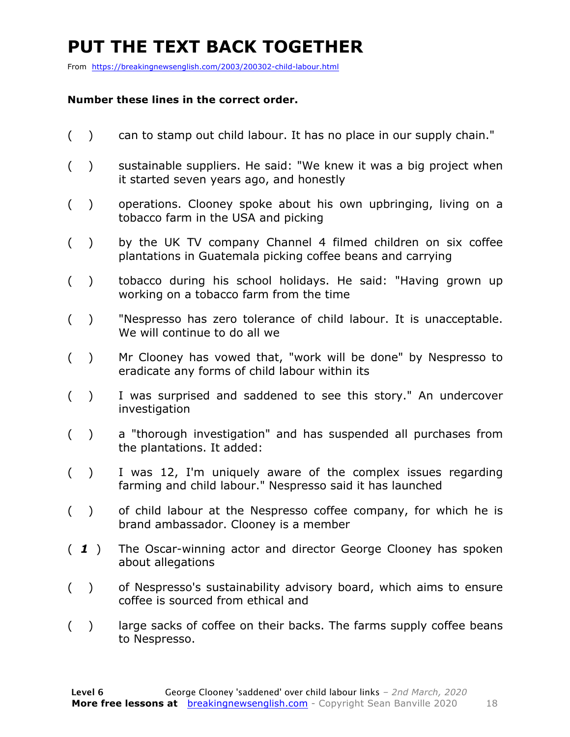# PUT THE TEXT BACK TOGETHER

From https://breakingnewsenglish.com/2003/200302-child-labour.html

**Number these lines in the correct order.**

( ) can to stamp out child labour. It has no place in our supply chain."

( ) sustainable suppliers. He said: "We knew it was a big project when it started seven years ago, and honestly

( ) operations. Clooney spoke about his own upbringing, living on a tobacco farm in the USA and picking

( ) by the UK TV company Channel 4 filmed children on six coffee plantations in Guatemala picking coffee beans and carrying

( ) tobacco during his school holidays. He said: "Having grown up working on a tobacco farm from the time

( ) "Nespresso has zero tolerance of child labour. It is unacceptable. We will continue to do all we

( ) Mr Clooney has vowed that, "work will be done" by Nespresso to eradicate any forms of child labour within its

( ) I was surprised and saddened to see this story." An undercover investigation

( ) a "thorough investigation" and has suspended all purchases from the plantations. It added:

( ) I was 12, I'm uniquely aware of the complex issues regarding farming and child labour." Nespresso said it has launched

( ) of child labour at the Nespresso coffee company, for which he is brand ambassador. Clooney is a member

( *1* ) The Oscar-winning actor and director George Clooney has spoken about allegations

( ) of Nespresso's sustainability advisory board, which aims to ensure coffee is sourced from ethical and

( ) large sacks of coffee on their backs. The farms supply coffee beans to Nespresso.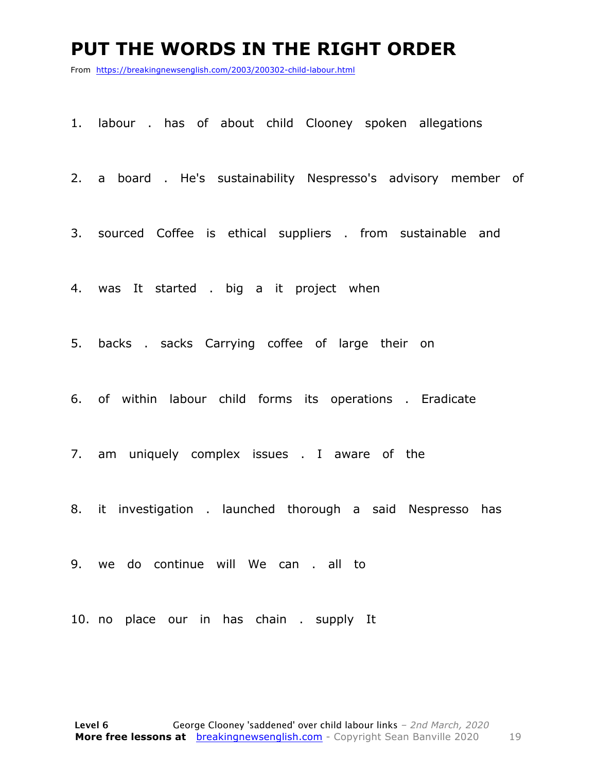# PUT THE WORDS IN THE RIGHT ORDER

From https://breakingnewsenglish.com/2003/200302-child-labour.html

1. labour . has of about child Clooney spoken allegations
2. a board . He's sustainability Nespresso's advisory member of
3. sourced Coffee is ethical suppliers . from sustainable and
4. was It started . big a it project when
5. backs . sacks Carrying coffee of large their on
6. of within labour child forms its operations . Eradicate
7. am uniquely complex issues . I aware of the
8. it investigation . launched thorough a said Nespresso has
9. we do continue will We can . all to
10. no place our in has chain . supply It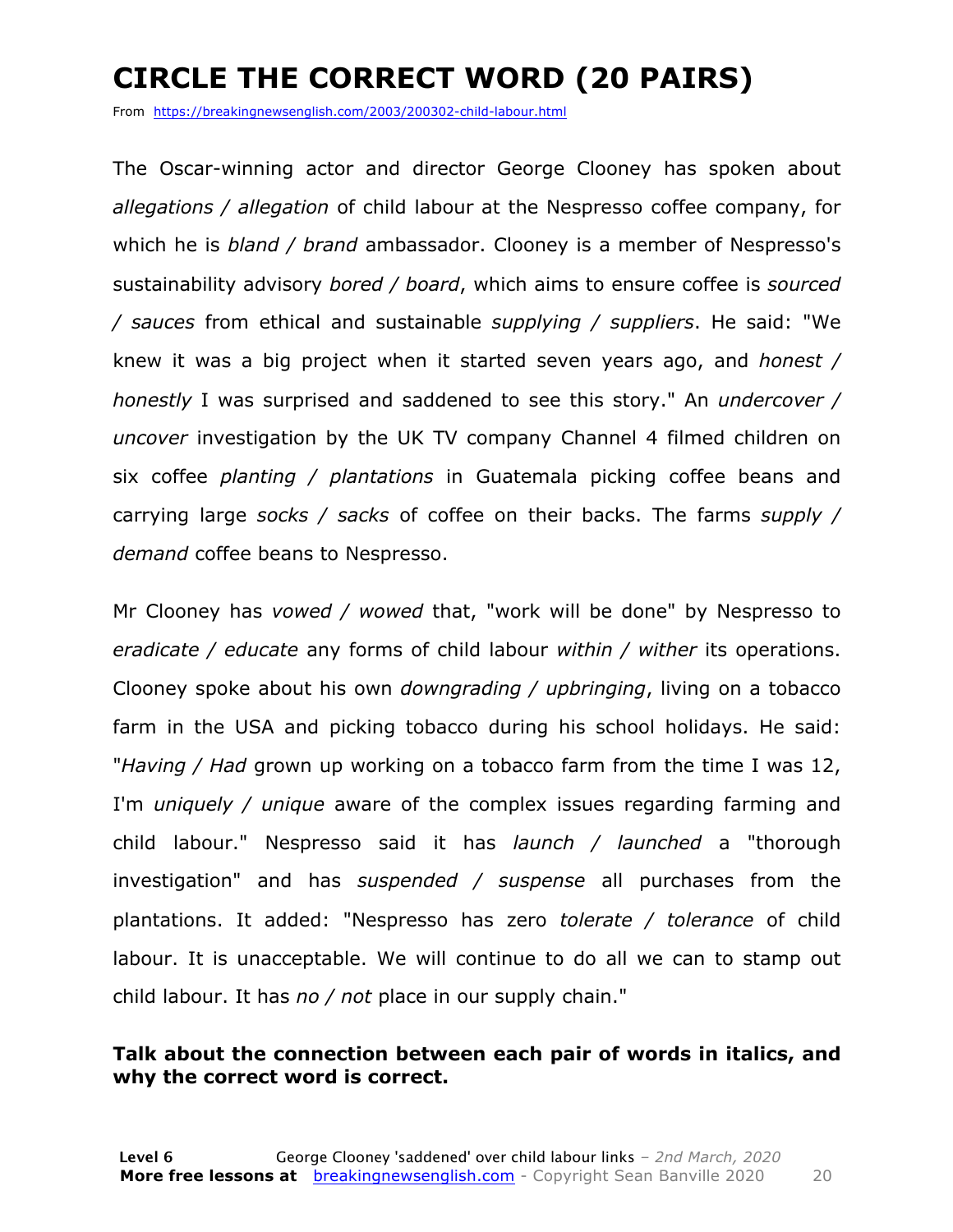# CIRCLE THE CORRECT WORD (20 PAIRS)

From https://breakingnewsenglish.com/2003/200302-child-labour.html

The Oscar-winning actor and director George Clooney has spoken about *allegations / allegation* of child labour at the Nespresso coffee company, for which he is *bland / brand* ambassador. Clooney is a member of Nespresso's sustainability advisory *bored / board*, which aims to ensure coffee is *sourced / sauces* from ethical and sustainable *supplying / suppliers*. He said: "We knew it was a big project when it started seven years ago, and *honest / honestly* I was surprised and saddened to see this story." An *undercover / uncover* investigation by the UK TV company Channel 4 filmed children on six coffee *planting / plantations* in Guatemala picking coffee beans and carrying large *socks / sacks* of coffee on their backs. The farms *supply / demand* coffee beans to Nespresso.

Mr Clooney has *vowed / wowed* that, "work will be done" by Nespresso to *eradicate / educate* any forms of child labour *within / wither* its operations. Clooney spoke about his own *downgrading / upbringing*, living on a tobacco farm in the USA and picking tobacco during his school holidays. He said: "*Having / Had* grown up working on a tobacco farm from the time I was 12, I'm *uniquely / unique* aware of the complex issues regarding farming and child labour." Nespresso said it has *launch / launched* a "thorough investigation" and has *suspended / suspense* all purchases from the plantations. It added: "Nespresso has zero *tolerate / tolerance* of child labour. It is unacceptable. We will continue to do all we can to stamp out child labour. It has *no / not* place in our supply chain."

**Talk about the connection between each pair of words in italics, and why the correct word is correct.**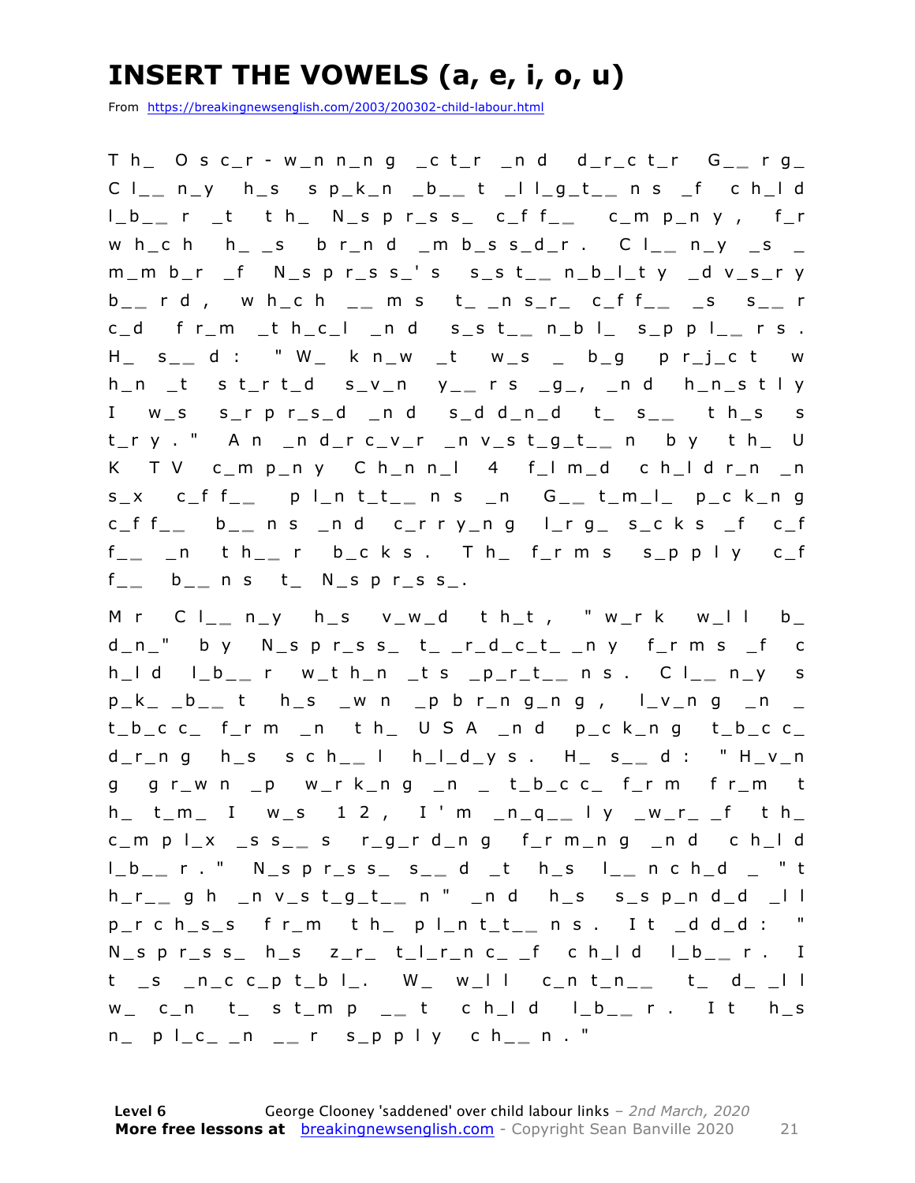# INSERT THE VOWELS (a, e, i, o, u)

From https://breakingnewsenglish.com/2003/200302-child-labour.html

Th_ Osc_r-w_nn_ng _ct_r _nd d_r_ct_r G__rg_ Cl__n_y h_s sp_k_n _b__t _ll_g_t__ns _f ch_ld l_b__r _t th_ N_spr_ss_ c_ff__ c_mp_ny, f_r wh_ch h__s br_nd _mb_ss_d_r. Cl__n_y _s _ m_mb_r _f N_spr_ss_'s s_st__n_b_l_ty _dv_s_ry b__rd, wh_ch __ms t_ _ns_r_ c_ff__ _s s__rc_d fr_m _th_c_l _nd s_st__n_bl_ s_ppl__rs. H_ s__d: "W_ kn_w _t w_s _ b_g pr_j_ct wh_n _t st_rt_d s_v_n y__rs _g_, _nd h_n_stly I w_s s_rpr_s_d _nd s_dd_n_d t_ s__ th_s st_ry." An _nd_rc_v_r _nv_st_g_t__n by th_ UK TV c_mp_ny Ch_nn_l 4 f_lm_d ch_ldr_n _n s_x c_ff__ pl_nt_t__ns _n G__t_m_l_ p_ck_ng c_ff__ b__ns _nd c_rry_ng l_rg_ s_cks _f c_ff__ _n th__r b_cks. Th_ f_rms s_pply c_ff__ b__ns t_ N_spr_ss_.

Mr Cl__n_y h_s v_w_d th_t, "w_rk w_ll b_ d_n_" by N_spr_ss_ t_ _r_d_c_t_ _ny f_rms _f ch_ld l_b__r w_th_n _ts _p_r_t__ns. Cl__n_y sp_k_ _b__t h_s _wn _pbr_ng_ng, l_v_ng _n _ t_b_cc_ f_rm _n th_ USA _nd p_ck_ng t_b_cc_ d_r_ng h_s sch__l h_l_d_ys. H_ s__d: "H_v_ng gr_wn _p w_rk_ng _n _ t_b_cc_ f_rm fr_m th_ t_m_ I w_s 12, I'm _n_q__ly _w_r_ _f th_ c_mpl_x _ss__s r_g_rd_ng f_rm_ng _nd ch_ld l_b__r." N_spr_ss_ s__d _t h_s l__nch_d _ "th_r__gh _nv_st_g_t__n" _nd h_s s_sp_nd_d _ll p_rch_s_s fr_m th_ pl_nt_t__ns. It _dd_d: "N_spr_ss_ h_s z_r_ t_l_r_nc_ _f ch_ld l_b__r. It _s _n_cc_pt_bl_. W_ w_ll c_nt_n__ t_ d_ _ll w_ c_n t_ st_mp __t ch_ld l_b__r. It h_s n_ pl_c_ _n __r s_pply ch__n."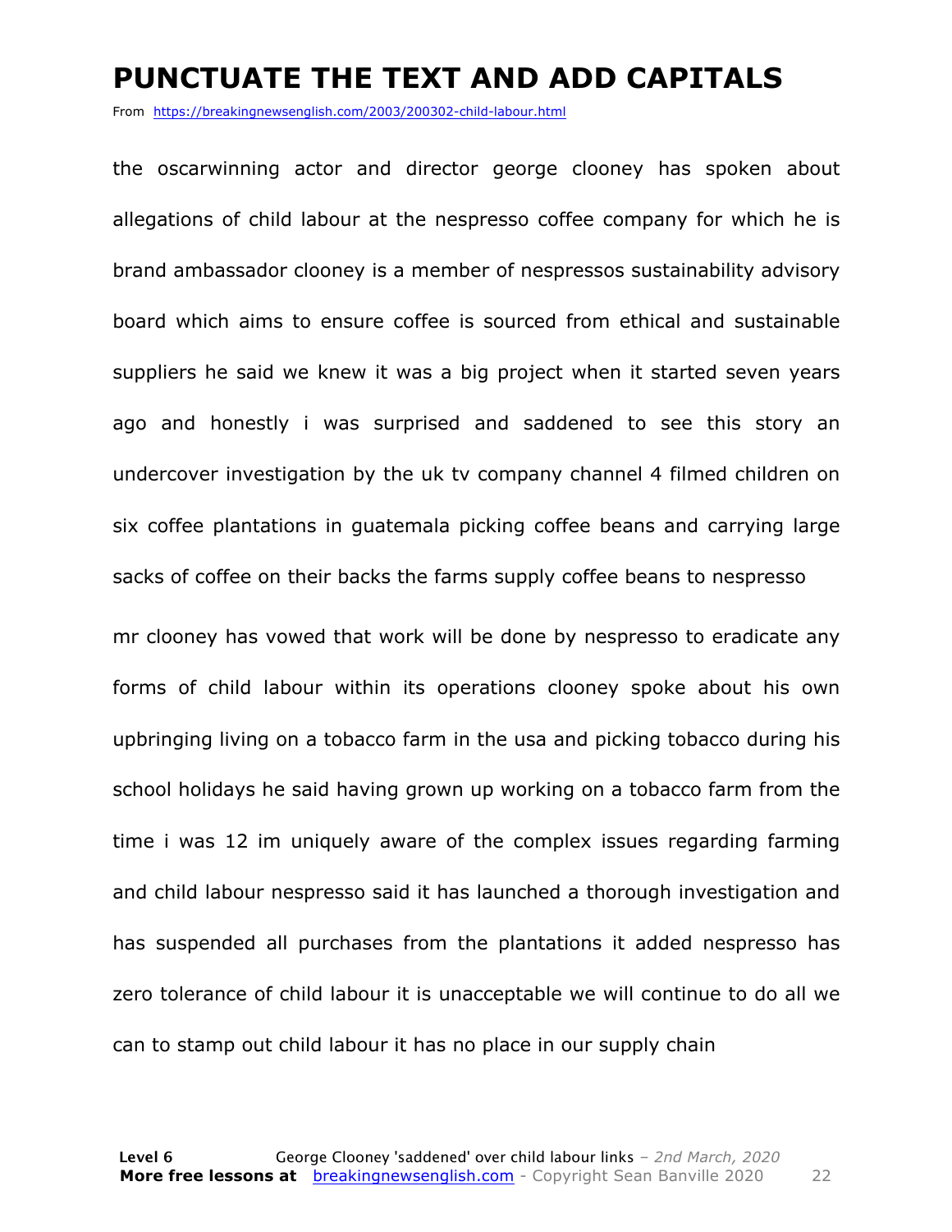# PUNCTUATE THE TEXT AND ADD CAPITALS

From https://breakingnewsenglish.com/2003/200302-child-labour.html

the oscarwinning actor and director george clooney has spoken about allegations of child labour at the nespresso coffee company for which he is brand ambassador clooney is a member of nespressos sustainability advisory board which aims to ensure coffee is sourced from ethical and sustainable suppliers he said we knew it was a big project when it started seven years ago and honestly i was surprised and saddened to see this story an undercover investigation by the uk tv company channel 4 filmed children on six coffee plantations in guatemala picking coffee beans and carrying large sacks of coffee on their backs the farms supply coffee beans to nespresso

mr clooney has vowed that work will be done by nespresso to eradicate any forms of child labour within its operations clooney spoke about his own upbringing living on a tobacco farm in the usa and picking tobacco during his school holidays he said having grown up working on a tobacco farm from the time i was 12 im uniquely aware of the complex issues regarding farming and child labour nespresso said it has launched a thorough investigation and has suspended all purchases from the plantations it added nespresso has zero tolerance of child labour it is unacceptable we will continue to do all we can to stamp out child labour it has no place in our supply chain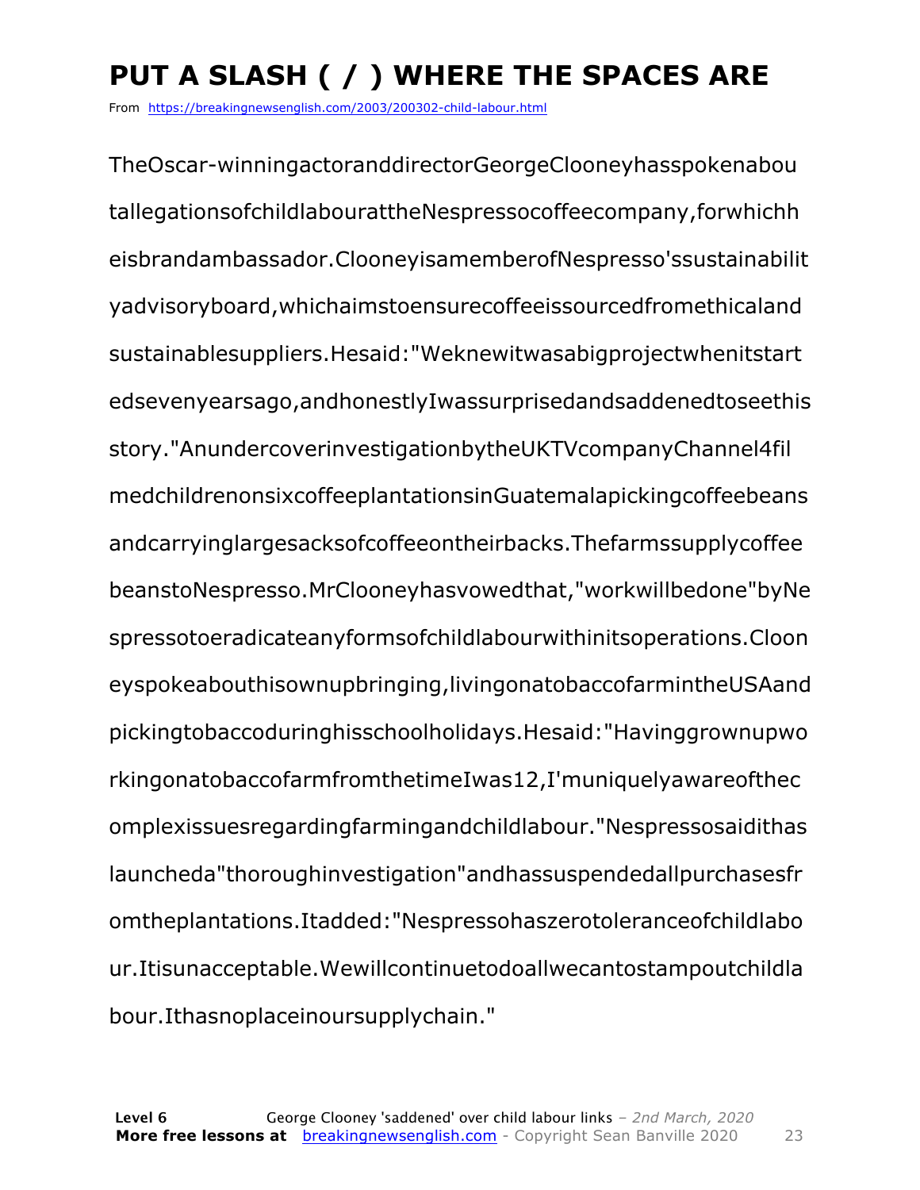# PUT A SLASH ( / ) WHERE THE SPACES ARE

From https://breakingnewsenglish.com/2003/200302-child-labour.html

TheOscar-winningactoranddirectorGeorgeClooneyhasspokenabou tallegationsofchildlabourattheNespressocoffeecompany,forwhichh eisbrandambassador.ClooneyisamemberofNespresso'ssustainabilit yadvisoryboard,whichaimstoensurecoffeeissourcedfromethicaland sustainablesuppliers.Hesaid:"Weknewitwasabigprojectwhenitstart edsevenyearsago,andhonestlyIwassurprisedandsaddenedtoseethis story."AnundercoverinvestigationbytheUKTVcompanyChannel4fil medchildrenonsixcoffeeplantationsinGuatemalapickingcoffeebeans andcarryinglargesacksofcoffeeontheirbacks.Thefarmssupplycoffee beanstoNespresso.MrClooneyhasvowedthat,"workwillbedone"byNe spressotoeradicateanyformsofchildlabourwithinitsoperations.Cloon eyspokeabouthisownupbringing,livingonatobaccofarmintheUSAand pickingtobaccoduringhisschoolholidays.Hesaid:"Havinggrownupwo rkingonatobaccofarmfromthetimeIwas12,I'muniquelyawareofthec omplexissuesregardingfarmingandchildlabour."Nespressosaidithas launcheda"thoroughinvestigation"andhassuspendedallpurchasesfr omtheplantations.Itadded:"Nespressohaszerotoleranceofchildlabo ur.Itisunacceptable.Wewillcontinuetodoallwecantostampoutchildla bour.Ithasnoplaceinoursupplychain."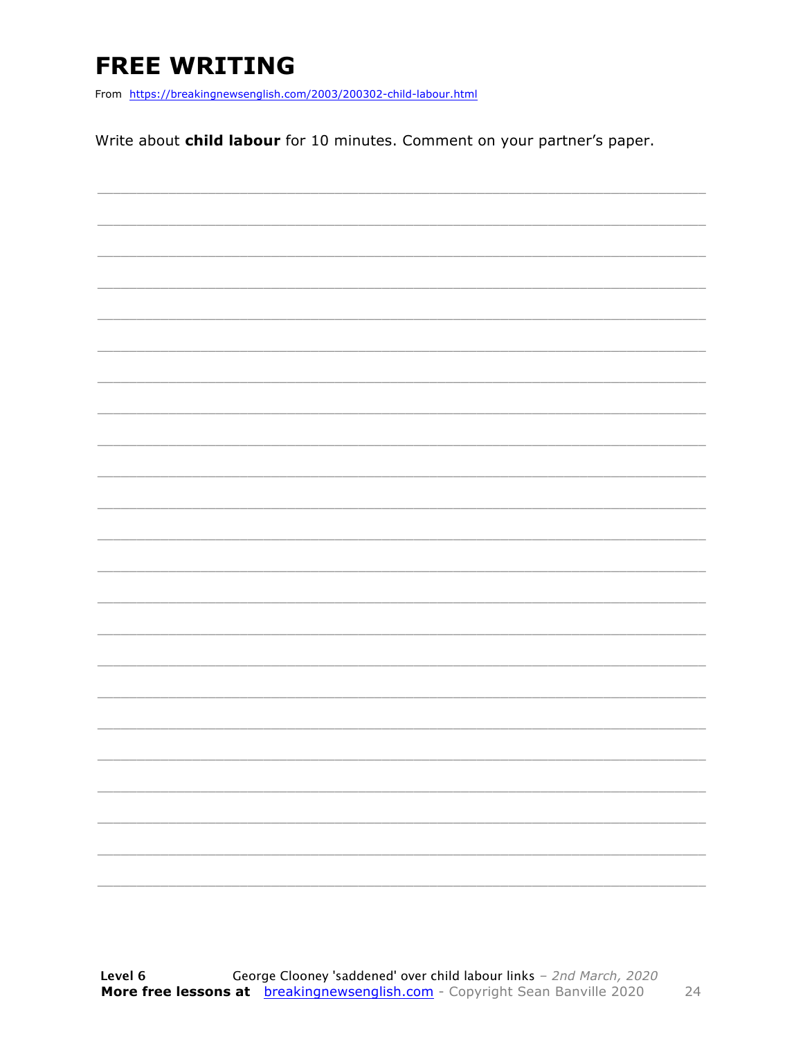# FREE WRITING

From https://breakingnewsenglish.com/2003/200302-child-labour.html

Write about **child labour** for 10 minutes. Comment on your partner's paper.

_______________________________________________________________________________

_______________________________________________________________________________

_______________________________________________________________________________

_______________________________________________________________________________

_______________________________________________________________________________

_______________________________________________________________________________

_______________________________________________________________________________

_______________________________________________________________________________

_______________________________________________________________________________

_______________________________________________________________________________

_______________________________________________________________________________

_______________________________________________________________________________

_______________________________________________________________________________

_______________________________________________________________________________

_______________________________________________________________________________

_______________________________________________________________________________

_______________________________________________________________________________

_______________________________________________________________________________

_______________________________________________________________________________

_______________________________________________________________________________

_______________________________________________________________________________

_______________________________________________________________________________

_______________________________________________________________________________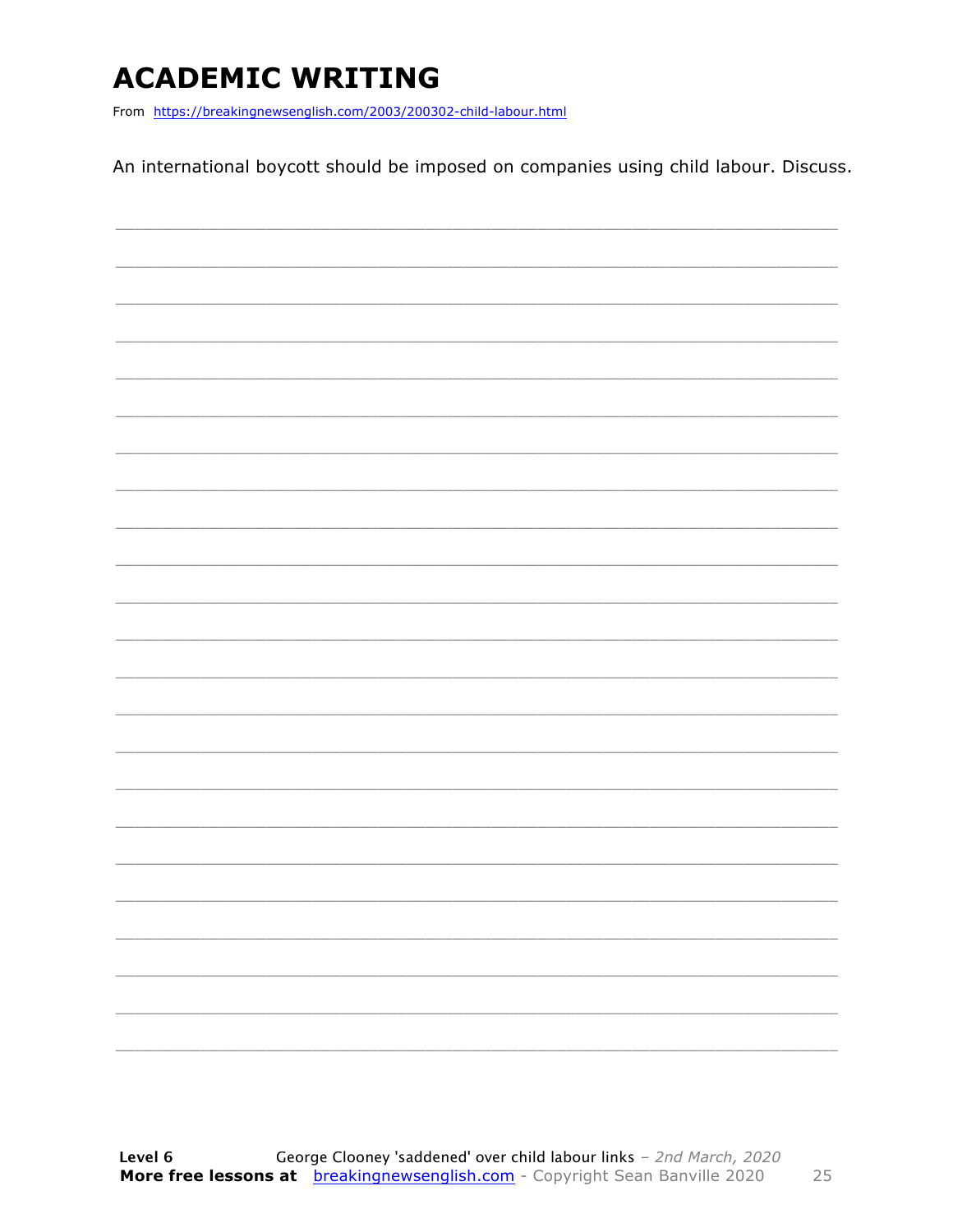# ACADEMIC WRITING

From https://breakingnewsenglish.com/2003/200302-child-labour.html

An international boycott should be imposed on companies using child labour. Discuss.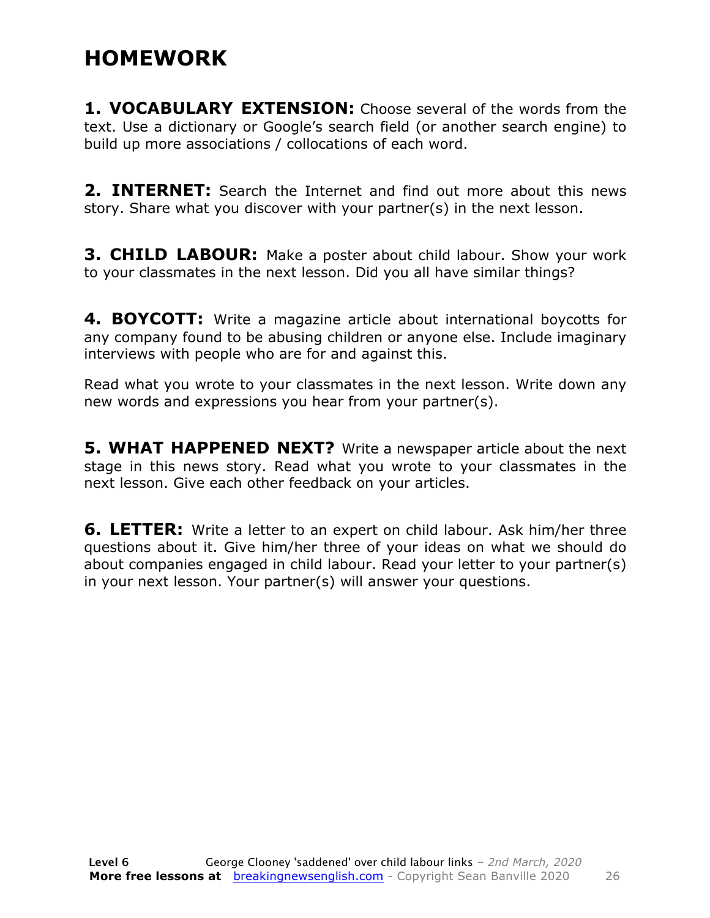# HOMEWORK

**1. VOCABULARY EXTENSION:** Choose several of the words from the text. Use a dictionary or Google's search field (or another search engine) to build up more associations / collocations of each word.

**2. INTERNET:** Search the Internet and find out more about this news story. Share what you discover with your partner(s) in the next lesson.

**3. CHILD LABOUR:** Make a poster about child labour. Show your work to your classmates in the next lesson. Did you all have similar things?

**4. BOYCOTT:** Write a magazine article about international boycotts for any company found to be abusing children or anyone else. Include imaginary interviews with people who are for and against this.

Read what you wrote to your classmates in the next lesson. Write down any new words and expressions you hear from your partner(s).

**5. WHAT HAPPENED NEXT?** Write a newspaper article about the next stage in this news story. Read what you wrote to your classmates in the next lesson. Give each other feedback on your articles.

**6. LETTER:** Write a letter to an expert on child labour. Ask him/her three questions about it. Give him/her three of your ideas on what we should do about companies engaged in child labour. Read your letter to your partner(s) in your next lesson. Your partner(s) will answer your questions.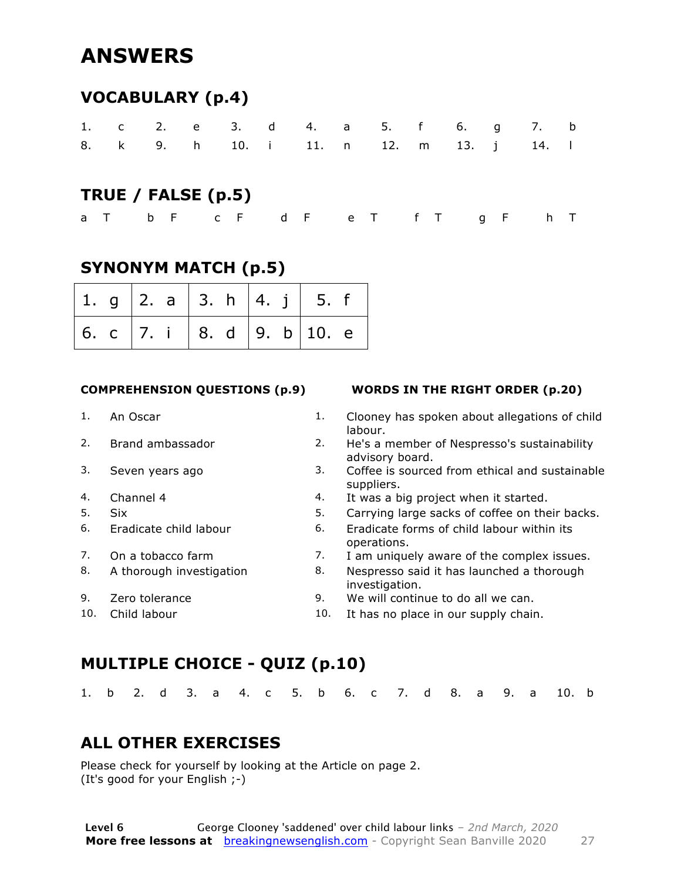# ANSWERS

## VOCABULARY (p.4)

1. c 2. e 3. d 4. a 5. f 6. g 7. b
8. k 9. h 10. i 11. n 12. m 13. j 14. l

## TRUE / FALSE (p.5)

a T b F c F d F e T f T g F h T

## SYNONYM MATCH (p.5)

| | | | | |
|---|---|---|---|---|
| 1. g | 2. a | 3. h | 4. j | 5. f |
| 6. c | 7. i | 8. d | 9. b | 10. e |

#### COMPREHENSION QUESTIONS (p.9)

1. An Oscar
2. Brand ambassador
3. Seven years ago
4. Channel 4
5. Six
6. Eradicate child labour
7. On a tobacco farm
8. A thorough investigation
9. Zero tolerance
10. Child labour

#### WORDS IN THE RIGHT ORDER (p.20)

1. Clooney has spoken about allegations of child labour.
2. He's a member of Nespresso's sustainability advisory board.
3. Coffee is sourced from ethical and sustainable suppliers.
4. It was a big project when it started.
5. Carrying large sacks of coffee on their backs.
6. Eradicate forms of child labour within its operations.
7. I am uniquely aware of the complex issues.
8. Nespresso said it has launched a thorough investigation.
9. We will continue to do all we can.
10. It has no place in our supply chain.

## MULTIPLE CHOICE - QUIZ (p.10)

1. b 2. d 3. a 4. c 5. b 6. c 7. d 8. a 9. a 10. b

## ALL OTHER EXERCISES

Please check for yourself by looking at the Article on page 2.
(It's good for your English ;-)